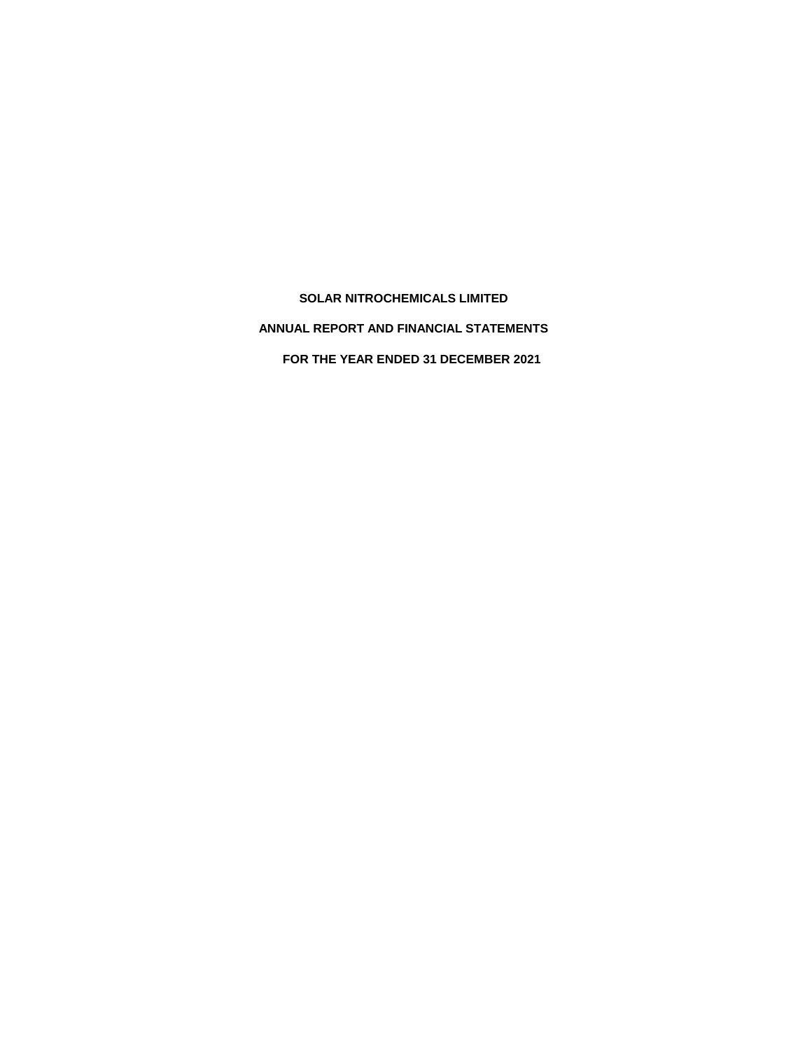# SOLAR NITROCHEMICALS LIMITED

## ANNUAL REPORT AND FINANCIAL STATEMENTS

## FOR THE YEAR ENDED 31 DECEMBER 2021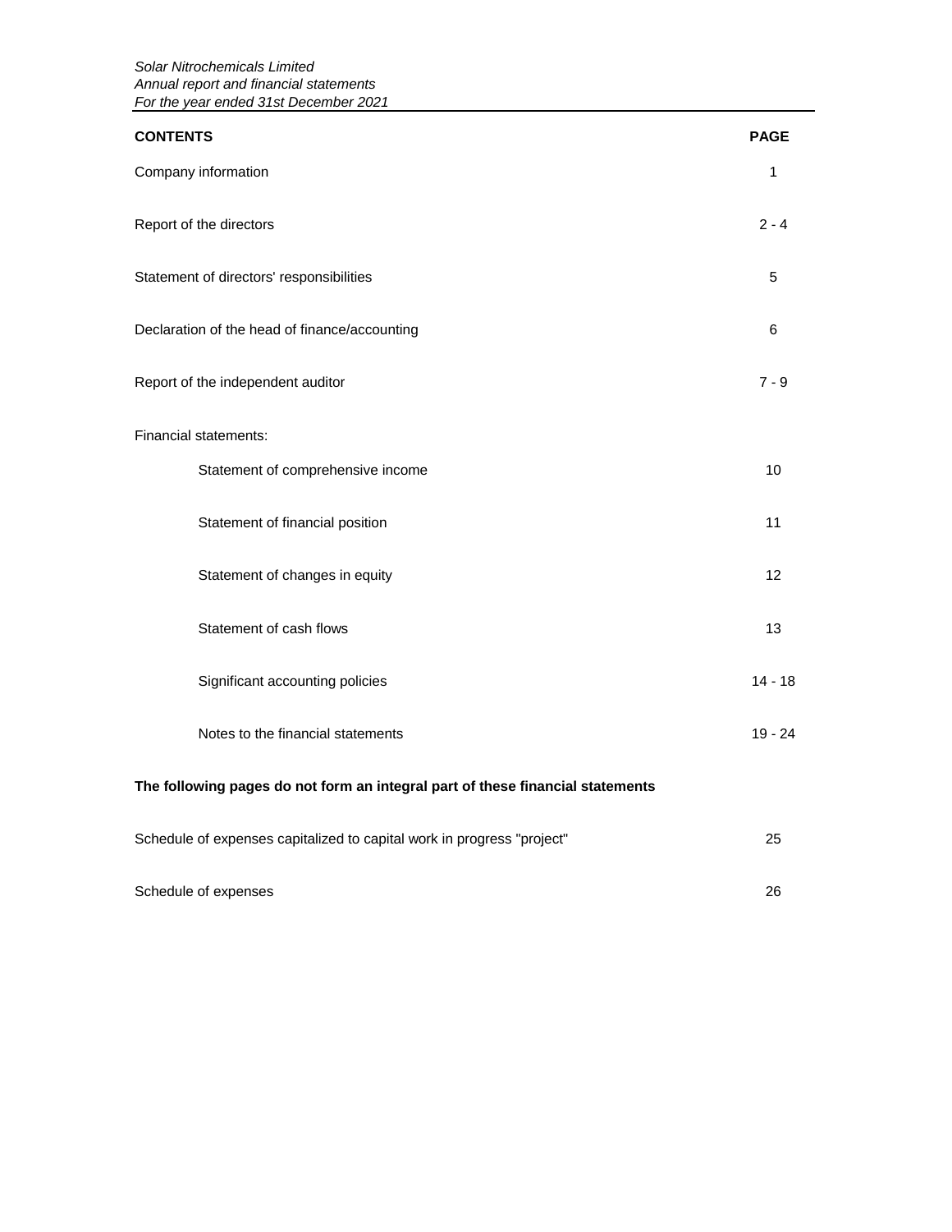| CONTENTS | PAGE |
|---|---|
| Company information | 1 |
| Report of the directors | 2 - 4 |
| Statement of directors' responsibilities | 5 |
| Declaration of the head of finance/accounting | 6 |
| Report of the independent auditor | 7 - 9 |
| Financial statements: | |
| Statement of comprehensive income | 10 |
| Statement of financial position | 11 |
| Statement of changes in equity | 12 |
| Statement of cash flows | 13 |
| Significant accounting policies | 14 - 18 |
| Notes to the financial statements | 19 - 24 |

**The following pages do not form an integral part of these financial statements**

| | |
|---|---|
| Schedule of expenses capitalized to capital work in progress "project" | 25 |
| Schedule of expenses | 26 |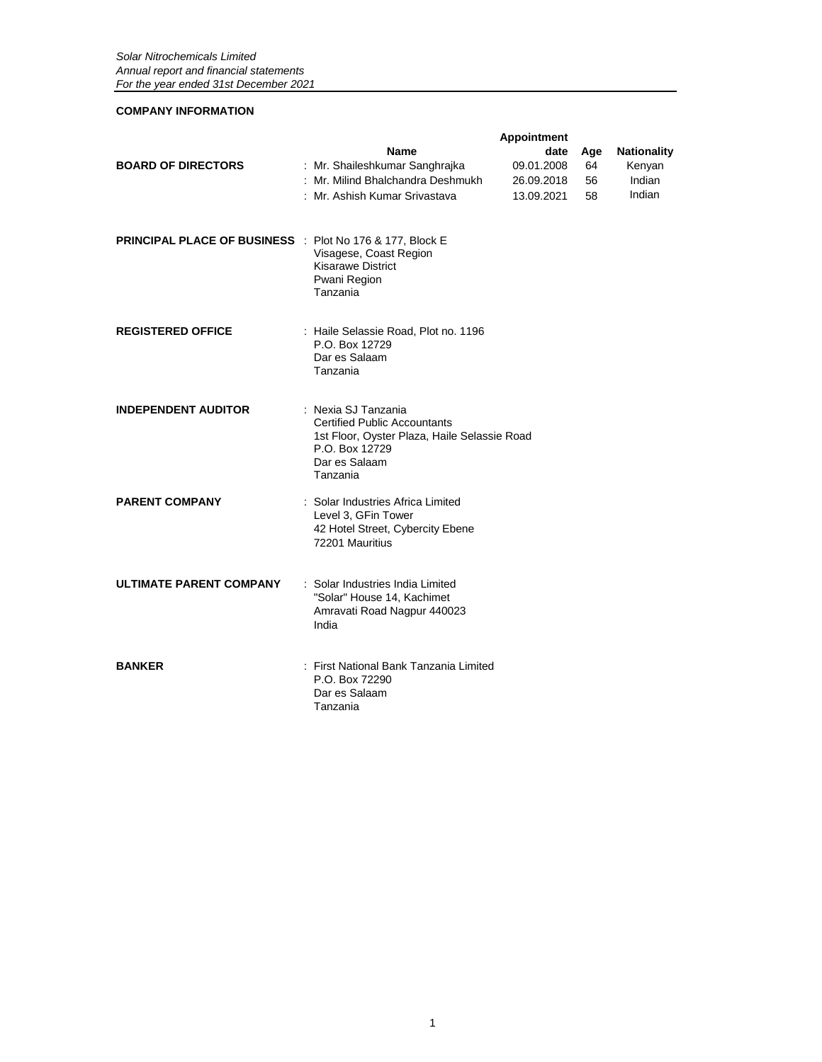## COMPANY INFORMATION

| | Name | Appointment date | Age | Nationality |
|---|---|---|---|---|
| **BOARD OF DIRECTORS** | : Mr. Shaileshkumar Sanghrajka | 09.01.2008 | 64 | Kenyan |
| | : Mr. Milind Bhalchandra Deshmukh | 26.09.2018 | 56 | Indian |
| | : Mr. Ashish Kumar Srivastava | 13.09.2021 | 58 | Indian |

**PRINCIPAL PLACE OF BUSINESS** : Plot No 176 & 177, Block E
Visagese, Coast Region
Kisarawe District
Pwani Region
Tanzania

**REGISTERED OFFICE** : Haile Selassie Road, Plot no. 1196
P.O. Box 12729
Dar es Salaam
Tanzania

**INDEPENDENT AUDITOR** : Nexia SJ Tanzania
Certified Public Accountants
1st Floor, Oyster Plaza, Haile Selassie Road
P.O. Box 12729
Dar es Salaam
Tanzania

**PARENT COMPANY** : Solar Industries Africa Limited
Level 3, GFin Tower
42 Hotel Street, Cybercity Ebene
72201 Mauritius

**ULTIMATE PARENT COMPANY** : Solar Industries India Limited
"Solar" House 14, Kachimet
Amravati Road Nagpur 440023
India

**BANKER** : First National Bank Tanzania Limited
P.O. Box 72290
Dar es Salaam
Tanzania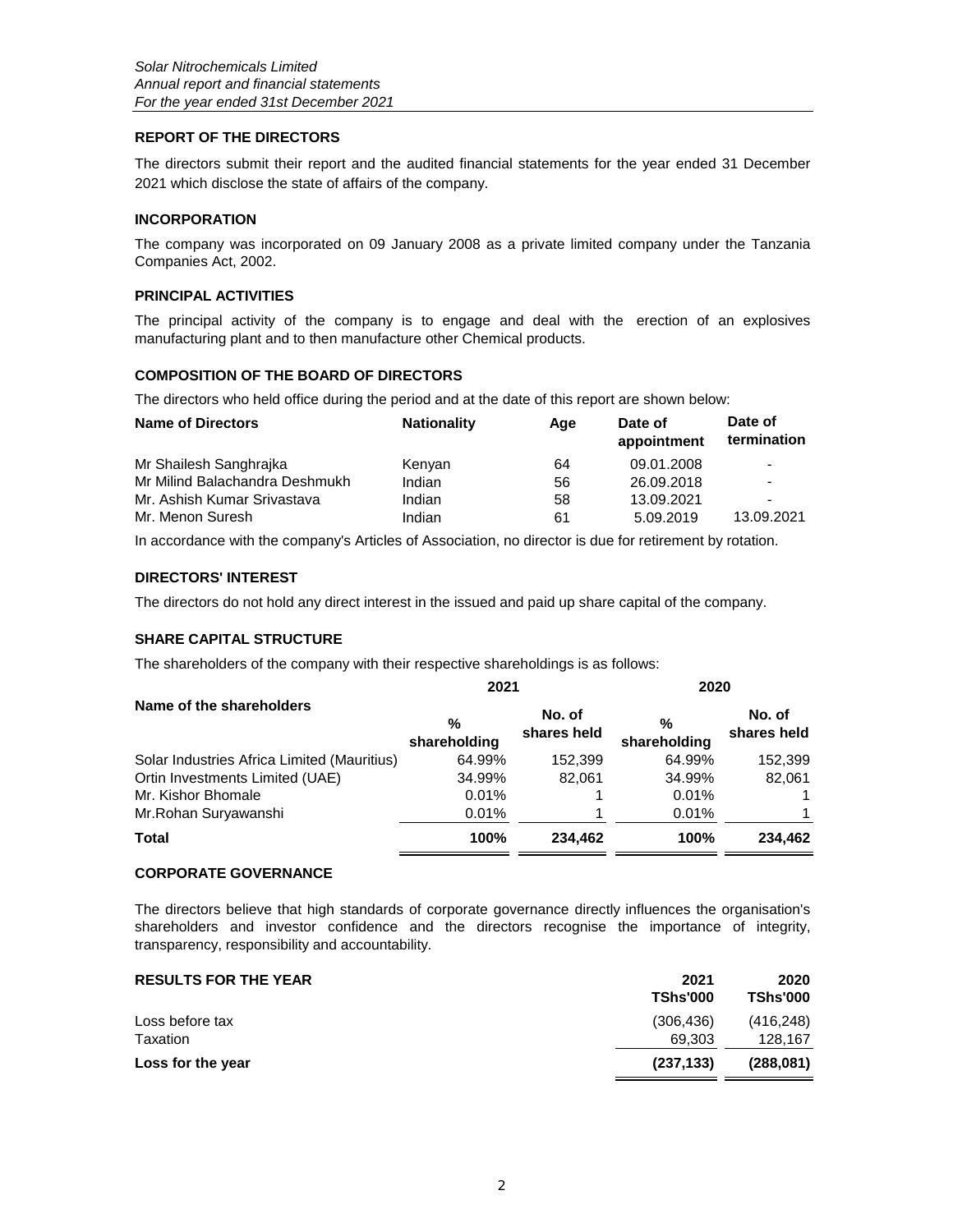## REPORT OF THE DIRECTORS

The directors submit their report and the audited financial statements for the year ended 31 December 2021 which disclose the state of affairs of the company.

### INCORPORATION

The company was incorporated on 09 January 2008 as a private limited company under the Tanzania Companies Act, 2002.

### PRINCIPAL ACTIVITIES

The principal activity of the company is to engage and deal with the erection of an explosives manufacturing plant and to then manufacture other Chemical products.

### COMPOSITION OF THE BOARD OF DIRECTORS

The directors who held office during the period and at the date of this report are shown below:

| Name of Directors | Nationality | Age | Date of appointment | Date of termination |
|---|---|---|---|---|
| Mr Shailesh Sanghrajka | Kenyan | 64 | 09.01.2008 | - |
| Mr Milind Balachandra Deshmukh | Indian | 56 | 26.09.2018 | - |
| Mr. Ashish Kumar Srivastava | Indian | 58 | 13.09.2021 | - |
| Mr. Menon Suresh | Indian | 61 | 5.09.2019 | 13.09.2021 |

In accordance with the company's Articles of Association, no director is due for retirement by rotation.

### DIRECTORS' INTEREST

The directors do not hold any direct interest in the issued and paid up share capital of the company.

### SHARE CAPITAL STRUCTURE

The shareholders of the company with their respective shareholdings is as follows:

| Name of the shareholders | 2021 | | 2020 | |
|---|---|---|---|---|
| | % shareholding | No. of shares held | % shareholding | No. of shares held |
| Solar Industries Africa Limited (Mauritius) | 64.99% | 152,399 | 64.99% | 152,399 |
| Ortin Investments Limited (UAE) | 34.99% | 82,061 | 34.99% | 82,061 |
| Mr. Kishor Bhomale | 0.01% | 1 | 0.01% | 1 |
| Mr.Rohan Suryawanshi | 0.01% | 1 | 0.01% | 1 |
| **Total** | **100%** | **234,462** | **100%** | **234,462** |

### CORPORATE GOVERNANCE

The directors believe that high standards of corporate governance directly influences the organisation's shareholders and investor confidence and the directors recognise the importance of integrity, transparency, responsibility and accountability.

| RESULTS FOR THE YEAR | 2021 TShs'000 | 2020 TShs'000 |
|---|---|---|
| Loss before tax | (306,436) | (416,248) |
| Taxation | 69,303 | 128,167 |
| **Loss for the year** | **(237,133)** | **(288,081)** |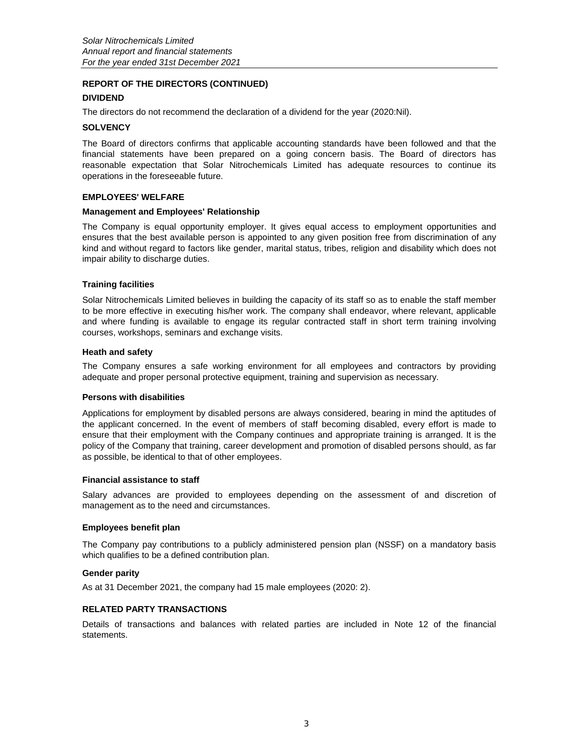## REPORT OF THE DIRECTORS (CONTINUED)

### DIVIDEND

The directors do not recommend the declaration of a dividend for the year (2020:Nil).

### SOLVENCY

The Board of directors confirms that applicable accounting standards have been followed and that the financial statements have been prepared on a going concern basis. The Board of directors has reasonable expectation that Solar Nitrochemicals Limited has adequate resources to continue its operations in the foreseeable future.

### EMPLOYEES' WELFARE

**Management and Employees' Relationship**

The Company is equal opportunity employer. It gives equal access to employment opportunities and ensures that the best available person is appointed to any given position free from discrimination of any kind and without regard to factors like gender, marital status, tribes, religion and disability which does not impair ability to discharge duties.

**Training facilities**

Solar Nitrochemicals Limited believes in building the capacity of its staff so as to enable the staff member to be more effective in executing his/her work. The company shall endeavor, where relevant, applicable and where funding is available to engage its regular contracted staff in short term training involving courses, workshops, seminars and exchange visits.

**Heath and safety**

The Company ensures a safe working environment for all employees and contractors by providing adequate and proper personal protective equipment, training and supervision as necessary.

**Persons with disabilities**

Applications for employment by disabled persons are always considered, bearing in mind the aptitudes of the applicant concerned. In the event of members of staff becoming disabled, every effort is made to ensure that their employment with the Company continues and appropriate training is arranged. It is the policy of the Company that training, career development and promotion of disabled persons should, as far as possible, be identical to that of other employees.

**Financial assistance to staff**

Salary advances are provided to employees depending on the assessment of and discretion of management as to the need and circumstances.

**Employees benefit plan**

The Company pay contributions to a publicly administered pension plan (NSSF) on a mandatory basis which qualifies to be a defined contribution plan.

**Gender parity**

As at 31 December 2021, the company had 15 male employees (2020: 2).

### RELATED PARTY TRANSACTIONS

Details of transactions and balances with related parties are included in Note 12 of the financial statements.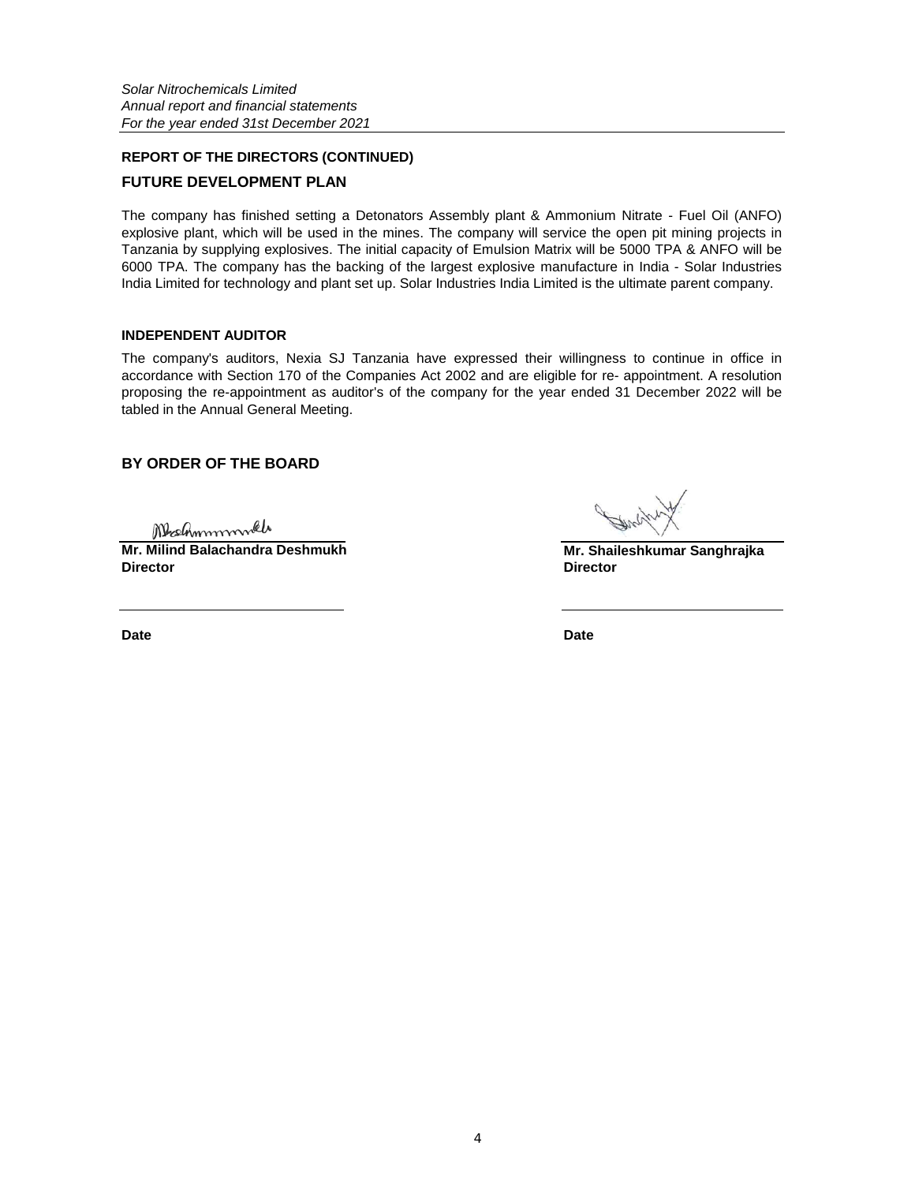## REPORT OF THE DIRECTORS (CONTINUED)

### FUTURE DEVELOPMENT PLAN

The company has finished setting a Detonators Assembly plant & Ammonium Nitrate - Fuel Oil (ANFO) explosive plant, which will be used in the mines. The company will service the open pit mining projects in Tanzania by supplying explosives. The initial capacity of Emulsion Matrix will be 5000 TPA & ANFO will be 6000 TPA. The company has the backing of the largest explosive manufacture in India - Solar Industries India Limited for technology and plant set up. Solar Industries India Limited is the ultimate parent company.

### INDEPENDENT AUDITOR

The company's auditors, Nexia SJ Tanzania have expressed their willingness to continue in office in accordance with Section 170 of the Companies Act 2002 and are eligible for re- appointment. A resolution proposing the re-appointment as auditor's of the company for the year ended 31 December 2022 will be tabled in the Annual General Meeting.

### BY ORDER OF THE BOARD

**Mr. Milind Balachandra Deshmukh**
**Director**

**Date**

**Mr. Shaileshkumar Sanghrajka**
**Director**

**Date**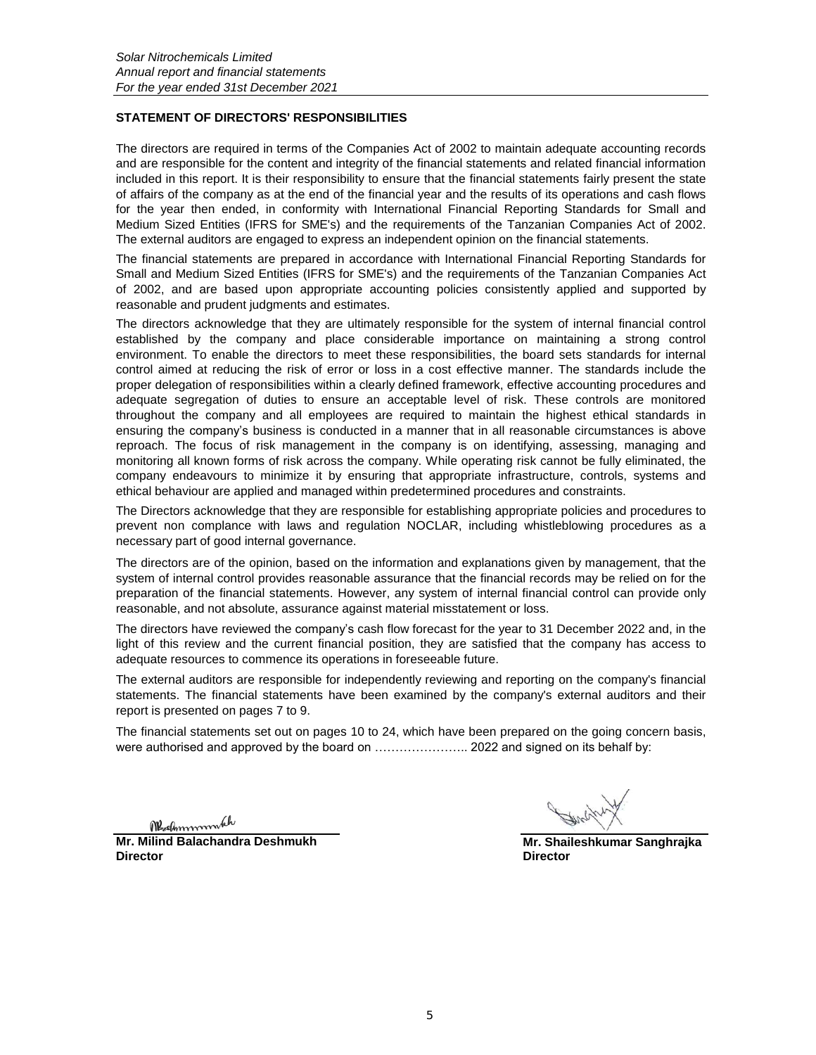## STATEMENT OF DIRECTORS' RESPONSIBILITIES

The directors are required in terms of the Companies Act of 2002 to maintain adequate accounting records and are responsible for the content and integrity of the financial statements and related financial information included in this report. It is their responsibility to ensure that the financial statements fairly present the state of affairs of the company as at the end of the financial year and the results of its operations and cash flows for the year then ended, in conformity with International Financial Reporting Standards for Small and Medium Sized Entities (IFRS for SME's) and the requirements of the Tanzanian Companies Act of 2002. The external auditors are engaged to express an independent opinion on the financial statements.

The financial statements are prepared in accordance with International Financial Reporting Standards for Small and Medium Sized Entities (IFRS for SME's) and the requirements of the Tanzanian Companies Act of 2002, and are based upon appropriate accounting policies consistently applied and supported by reasonable and prudent judgments and estimates.

The directors acknowledge that they are ultimately responsible for the system of internal financial control established by the company and place considerable importance on maintaining a strong control environment. To enable the directors to meet these responsibilities, the board sets standards for internal control aimed at reducing the risk of error or loss in a cost effective manner. The standards include the proper delegation of responsibilities within a clearly defined framework, effective accounting procedures and adequate segregation of duties to ensure an acceptable level of risk. These controls are monitored throughout the company and all employees are required to maintain the highest ethical standards in ensuring the company's business is conducted in a manner that in all reasonable circumstances is above reproach. The focus of risk management in the company is on identifying, assessing, managing and monitoring all known forms of risk across the company. While operating risk cannot be fully eliminated, the company endeavours to minimize it by ensuring that appropriate infrastructure, controls, systems and ethical behaviour are applied and managed within predetermined procedures and constraints.

The Directors acknowledge that they are responsible for establishing appropriate policies and procedures to prevent non complance with laws and regulation NOCLAR, including whistleblowing procedures as a necessary part of good internal governance.

The directors are of the opinion, based on the information and explanations given by management, that the system of internal control provides reasonable assurance that the financial records may be relied on for the preparation of the financial statements. However, any system of internal financial control can provide only reasonable, and not absolute, assurance against material misstatement or loss.

The directors have reviewed the company's cash flow forecast for the year to 31 December 2022 and, in the light of this review and the current financial position, they are satisfied that the company has access to adequate resources to commence its operations in foreseeable future.

The external auditors are responsible for independently reviewing and reporting on the company's financial statements. The financial statements have been examined by the company's external auditors and their report is presented on pages 7 to 9.

The financial statements set out on pages 10 to 24, which have been prepared on the going concern basis, were authorised and approved by the board on ………………….. 2022 and signed on its behalf by:

**Mr. Milind Balachandra Deshmukh**
**Director**

**Mr. Shaileshkumar Sanghrajka**
**Director**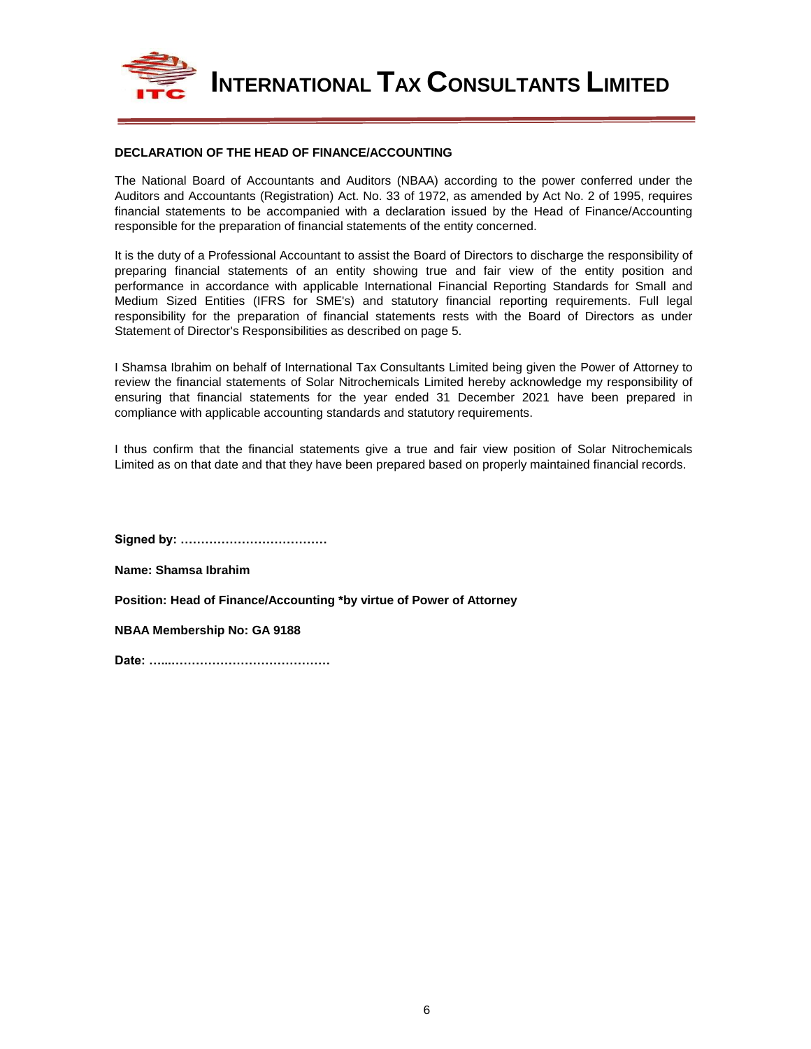# INTERNATIONAL TAX CONSULTANTS LIMITED

**DECLARATION OF THE HEAD OF FINANCE/ACCOUNTING**

The National Board of Accountants and Auditors (NBAA) according to the power conferred under the Auditors and Accountants (Registration) Act. No. 33 of 1972, as amended by Act No. 2 of 1995, requires financial statements to be accompanied with a declaration issued by the Head of Finance/Accounting responsible for the preparation of financial statements of the entity concerned.

It is the duty of a Professional Accountant to assist the Board of Directors to discharge the responsibility of preparing financial statements of an entity showing true and fair view of the entity position and performance in accordance with applicable International Financial Reporting Standards for Small and Medium Sized Entities (IFRS for SME's) and statutory financial reporting requirements. Full legal responsibility for the preparation of financial statements rests with the Board of Directors as under Statement of Director's Responsibilities as described on page 5.

I Shamsa Ibrahim on behalf of International Tax Consultants Limited being given the Power of Attorney to review the financial statements of Solar Nitrochemicals Limited hereby acknowledge my responsibility of ensuring that financial statements for the year ended 31 December 2021 have been prepared in compliance with applicable accounting standards and statutory requirements.

I thus confirm that the financial statements give a true and fair view position of Solar Nitrochemicals Limited as on that date and that they have been prepared based on properly maintained financial records.

**Signed by: ………………………………**

**Name: Shamsa Ibrahim**

**Position: Head of Finance/Accounting *by virtue of Power of Attorney**

**NBAA Membership No: GA 9188**

**Date: …...…………………………………**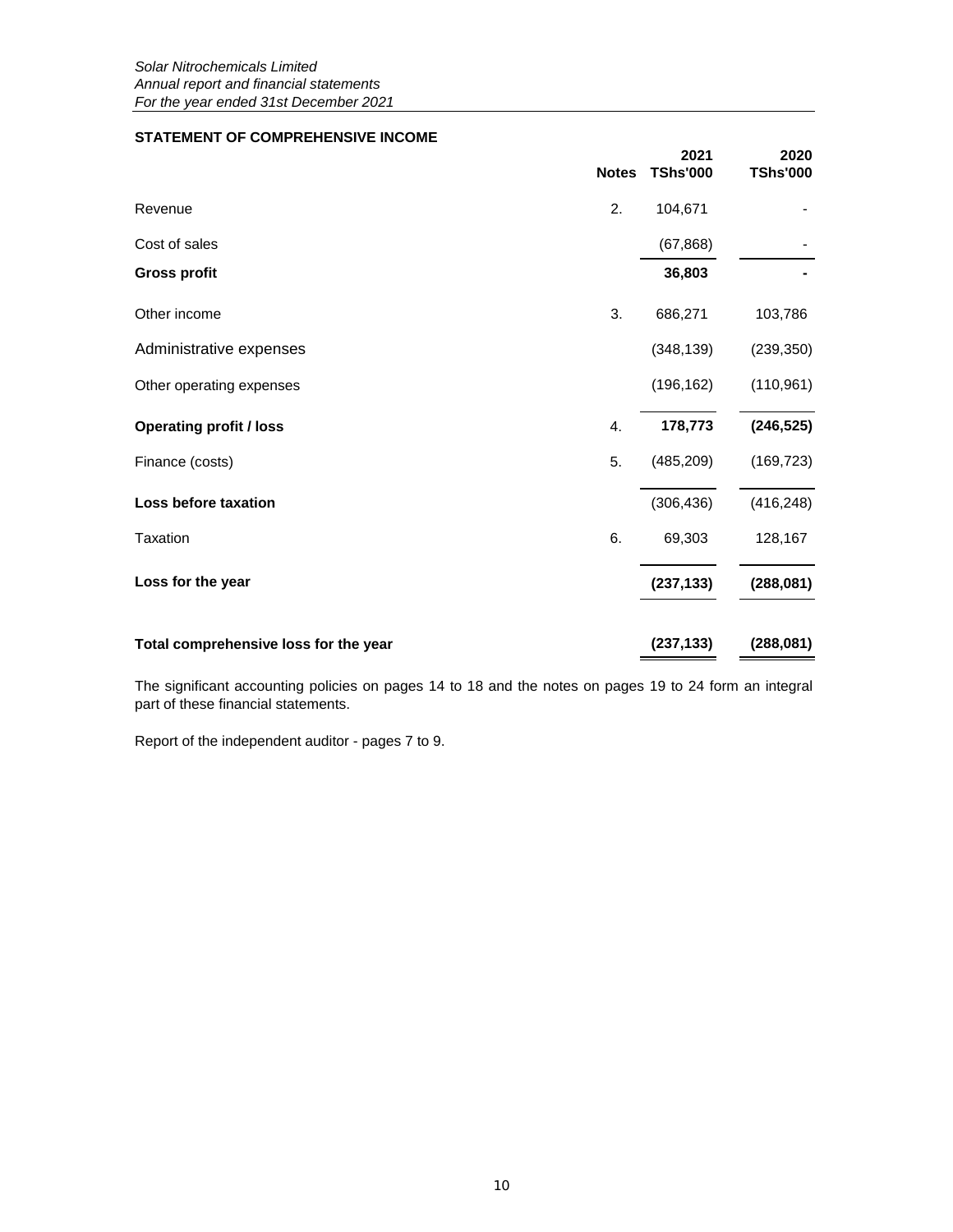*Solar Nitrochemicals Limited*
*Annual report and financial statements*
*For the year ended 31st December 2021*

## STATEMENT OF COMPREHENSIVE INCOME

| | Notes | 2021 TShs'000 | 2020 TShs'000 |
|---|---|---|---|
| Revenue | 2. | 104,671 | - |
| Cost of sales | | (67,868) | - |
| **Gross profit** | | **36,803** | **-** |
| Other income | 3. | 686,271 | 103,786 |
| Administrative expenses | | (348,139) | (239,350) |
| Other operating expenses | | (196,162) | (110,961) |
| **Operating profit / loss** | 4. | **178,773** | **(246,525)** |
| Finance (costs) | 5. | (485,209) | (169,723) |
| **Loss before taxation** | | (306,436) | (416,248) |
| Taxation | 6. | 69,303 | 128,167 |
| **Loss for the year** | | **(237,133)** | **(288,081)** |
| **Total comprehensive loss for the year** | | **(237,133)** | **(288,081)** |

The significant accounting policies on pages 14 to 18 and the notes on pages 19 to 24 form an integral part of these financial statements.

Report of the independent auditor - pages 7 to 9.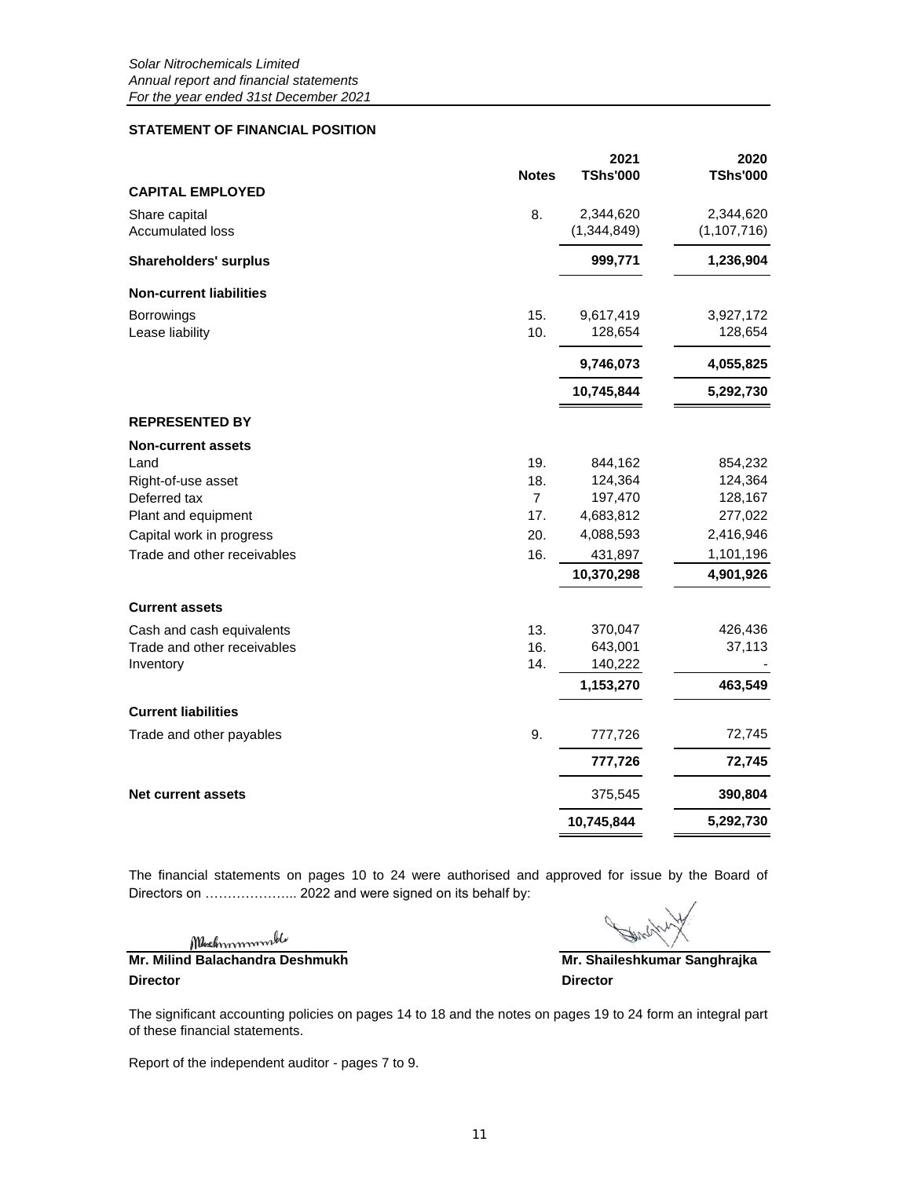*Solar Nitrochemicals Limited*
*Annual report and financial statements*
*For the year ended 31st December 2021*

**STATEMENT OF FINANCIAL POSITION**

| | Notes | 2021 TShs'000 | 2020 TShs'000 |
|---|---|---|---|
| **CAPITAL EMPLOYED** | | | |
| Share capital | 8. | 2,344,620 | 2,344,620 |
| Accumulated loss | | (1,344,849) | (1,107,716) |
| **Shareholders' surplus** | | **999,771** | **1,236,904** |
| **Non-current liabilities** | | | |
| Borrowings | 15. | 9,617,419 | 3,927,172 |
| Lease liability | 10. | 128,654 | 128,654 |
| | | **9,746,073** | **4,055,825** |
| | | **10,745,844** | **5,292,730** |
| **REPRESENTED BY** | | | |
| **Non-current assets** | | | |
| Land | 19. | 844,162 | 854,232 |
| Right-of-use asset | 18. | 124,364 | 124,364 |
| Deferred tax | 7 | 197,470 | 128,167 |
| Plant and equipment | 17. | 4,683,812 | 277,022 |
| Capital work in progress | 20. | 4,088,593 | 2,416,946 |
| Trade and other receivables | 16. | 431,897 | 1,101,196 |
| | | **10,370,298** | **4,901,926** |
| **Current assets** | | | |
| Cash and cash equivalents | 13. | 370,047 | 426,436 |
| Trade and other receivables | 16. | 643,001 | 37,113 |
| Inventory | 14. | 140,222 | - |
| | | **1,153,270** | **463,549** |
| **Current liabilities** | | | |
| Trade and other payables | 9. | 777,726 | 72,745 |
| | | **777,726** | **72,745** |
| **Net current assets** | | 375,545 | **390,804** |
| | | **10,745,844** | **5,292,730** |

The financial statements on pages 10 to 24 were authorised and approved for issue by the Board of Directors on ……………….. 2022 and were signed on its behalf by:

**Mr. Milind Balachandra Deshmukh**
**Director**

**Mr. Shaileshkumar Sanghrajka**
**Director**

The significant accounting policies on pages 14 to 18 and the notes on pages 19 to 24 form an integral part of these financial statements.

Report of the independent auditor - pages 7 to 9.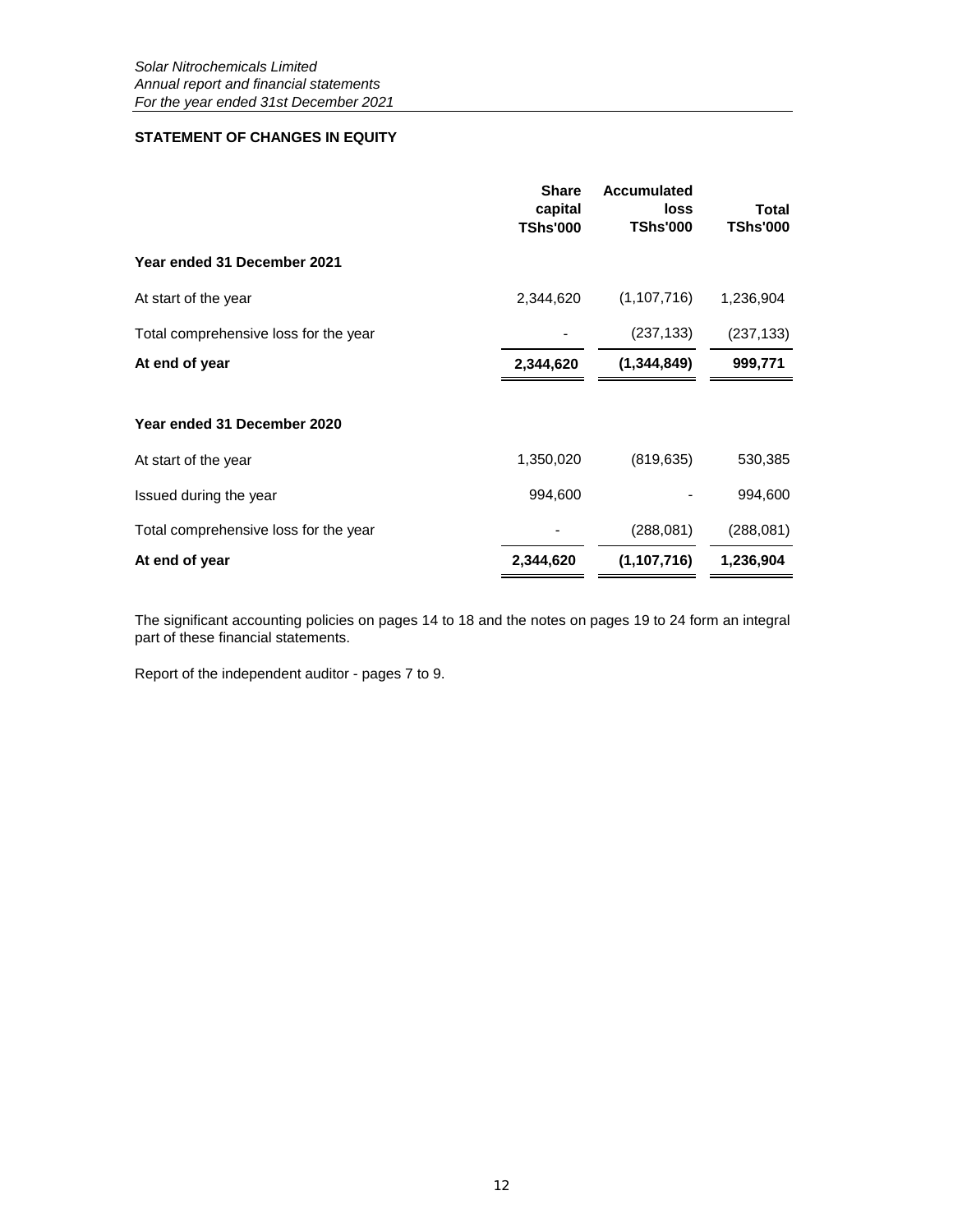## STATEMENT OF CHANGES IN EQUITY

| | Share capital TShs'000 | Accumulated loss TShs'000 | Total TShs'000 |
|---|---|---|---|
| **Year ended 31 December 2021** | | | |
| At start of the year | 2,344,620 | (1,107,716) | 1,236,904 |
| Total comprehensive loss for the year | - | (237,133) | (237,133) |
| **At end of year** | **2,344,620** | **(1,344,849)** | **999,771** |
| **Year ended 31 December 2020** | | | |
| At start of the year | 1,350,020 | (819,635) | 530,385 |
| Issued during the year | 994,600 | - | 994,600 |
| Total comprehensive loss for the year | - | (288,081) | (288,081) |
| **At end of year** | **2,344,620** | **(1,107,716)** | **1,236,904** |

The significant accounting policies on pages 14 to 18 and the notes on pages 19 to 24 form an integral part of these financial statements.

Report of the independent auditor - pages 7 to 9.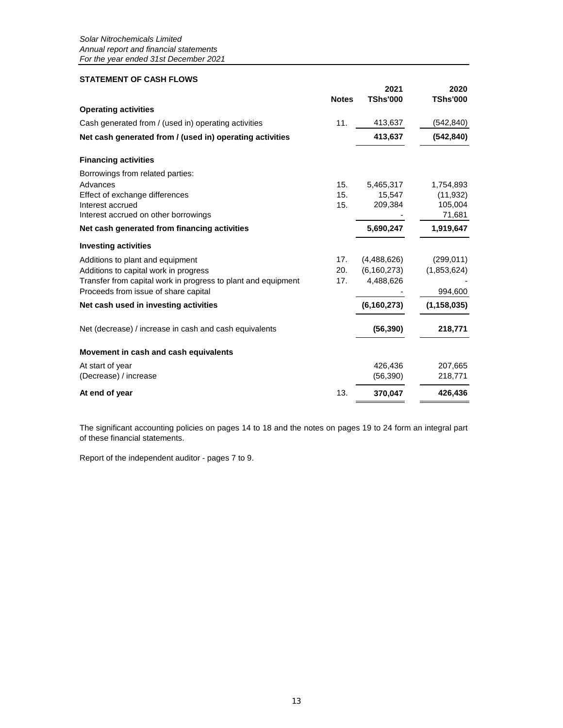*Solar Nitrochemicals Limited*
*Annual report and financial statements*
*For the year ended 31st December 2021*

**STATEMENT OF CASH FLOWS**

| | Notes | 2021 TShs'000 | 2020 TShs'000 |
|---|---|---|---|
| **Operating activities** | | | |
| Cash generated from / (used in) operating activities | 11. | 413,637 | (542,840) |
| **Net cash generated from / (used in) operating activities** | | **413,637** | **(542,840)** |
| **Financing activities** | | | |
| Borrowings from related parties: | | | |
| Advances | 15. | 5,465,317 | 1,754,893 |
| Effect of exchange differences | 15. | 15,547 | (11,932) |
| Interest accrued | 15. | 209,384 | 105,004 |
| Interest accrued on other borrowings | | - | 71,681 |
| **Net cash generated from financing activities** | | **5,690,247** | **1,919,647** |
| **Investing activities** | | | |
| Additions to plant and equipment | 17. | (4,488,626) | (299,011) |
| Additions to capital work in progress | 20. | (6,160,273) | (1,853,624) |
| Transfer from capital work in progress to plant and equipment | 17. | 4,488,626 | - |
| Proceeds from issue of share capital | | - | 994,600 |
| **Net cash used in investing activities** | | **(6,160,273)** | **(1,158,035)** |
| Net (decrease) / increase in cash and cash equivalents | | **(56,390)** | **218,771** |
| **Movement in cash and cash equivalents** | | | |
| At start of year | | 426,436 | 207,665 |
| (Decrease) / increase | | (56,390) | 218,771 |
| **At end of year** | 13. | **370,047** | **426,436** |

The significant accounting policies on pages 14 to 18 and the notes on pages 19 to 24 form an integral part of these financial statements.

Report of the independent auditor - pages 7 to 9.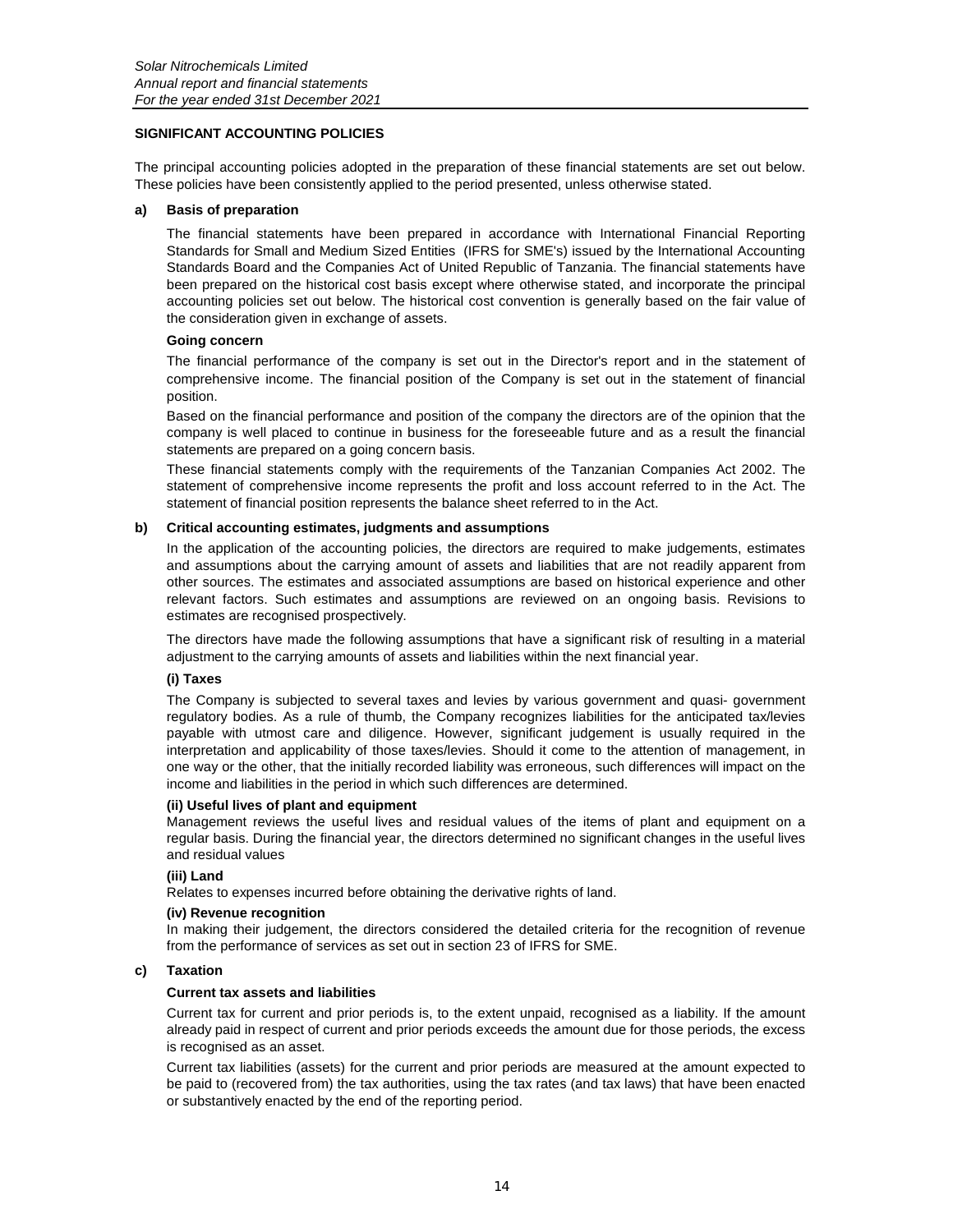## SIGNIFICANT ACCOUNTING POLICIES

The principal accounting policies adopted in the preparation of these financial statements are set out below. These policies have been consistently applied to the period presented, unless otherwise stated.

### a) Basis of preparation

The financial statements have been prepared in accordance with International Financial Reporting Standards for Small and Medium Sized Entities (IFRS for SME's) issued by the International Accounting Standards Board and the Companies Act of United Republic of Tanzania. The financial statements have been prepared on the historical cost basis except where otherwise stated, and incorporate the principal accounting policies set out below. The historical cost convention is generally based on the fair value of the consideration given in exchange of assets.

**Going concern**

The financial performance of the company is set out in the Director's report and in the statement of comprehensive income. The financial position of the Company is set out in the statement of financial position.

Based on the financial performance and position of the company the directors are of the opinion that the company is well placed to continue in business for the foreseeable future and as a result the financial statements are prepared on a going concern basis.

These financial statements comply with the requirements of the Tanzanian Companies Act 2002. The statement of comprehensive income represents the profit and loss account referred to in the Act. The statement of financial position represents the balance sheet referred to in the Act.

### b) Critical accounting estimates, judgments and assumptions

In the application of the accounting policies, the directors are required to make judgements, estimates and assumptions about the carrying amount of assets and liabilities that are not readily apparent from other sources. The estimates and associated assumptions are based on historical experience and other relevant factors. Such estimates and assumptions are reviewed on an ongoing basis. Revisions to estimates are recognised prospectively.

The directors have made the following assumptions that have a significant risk of resulting in a material adjustment to the carrying amounts of assets and liabilities within the next financial year.

**(i) Taxes**

The Company is subjected to several taxes and levies by various government and quasi- government regulatory bodies. As a rule of thumb, the Company recognizes liabilities for the anticipated tax/levies payable with utmost care and diligence. However, significant judgement is usually required in the interpretation and applicability of those taxes/levies. Should it come to the attention of management, in one way or the other, that the initially recorded liability was erroneous, such differences will impact on the income and liabilities in the period in which such differences are determined.

**(ii) Useful lives of plant and equipment**

Management reviews the useful lives and residual values of the items of plant and equipment on a regular basis. During the financial year, the directors determined no significant changes in the useful lives and residual values

**(iii) Land**

Relates to expenses incurred before obtaining the derivative rights of land.

**(iv) Revenue recognition**

In making their judgement, the directors considered the detailed criteria for the recognition of revenue from the performance of services as set out in section 23 of IFRS for SME.

### c) Taxation

**Current tax assets and liabilities**

Current tax for current and prior periods is, to the extent unpaid, recognised as a liability. If the amount already paid in respect of current and prior periods exceeds the amount due for those periods, the excess is recognised as an asset.

Current tax liabilities (assets) for the current and prior periods are measured at the amount expected to be paid to (recovered from) the tax authorities, using the tax rates (and tax laws) that have been enacted or substantively enacted by the end of the reporting period.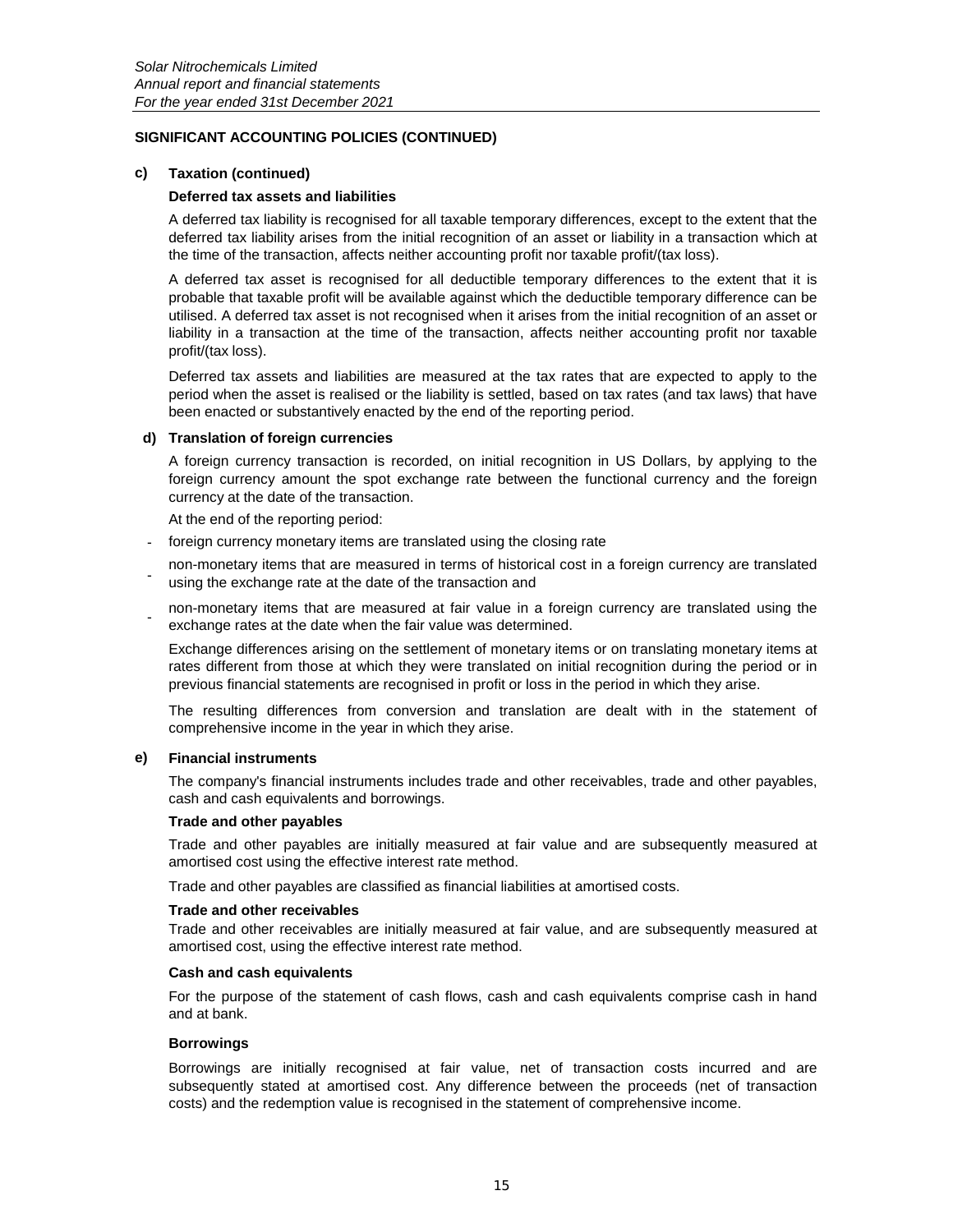## SIGNIFICANT ACCOUNTING POLICIES (CONTINUED)

### c) Taxation (continued)

**Deferred tax assets and liabilities**

A deferred tax liability is recognised for all taxable temporary differences, except to the extent that the deferred tax liability arises from the initial recognition of an asset or liability in a transaction which at the time of the transaction, affects neither accounting profit nor taxable profit/(tax loss).

A deferred tax asset is recognised for all deductible temporary differences to the extent that it is probable that taxable profit will be available against which the deductible temporary difference can be utilised. A deferred tax asset is not recognised when it arises from the initial recognition of an asset or liability in a transaction at the time of the transaction, affects neither accounting profit nor taxable profit/(tax loss).

Deferred tax assets and liabilities are measured at the tax rates that are expected to apply to the period when the asset is realised or the liability is settled, based on tax rates (and tax laws) that have been enacted or substantively enacted by the end of the reporting period.

### d) Translation of foreign currencies

A foreign currency transaction is recorded, on initial recognition in US Dollars, by applying to the foreign currency amount the spot exchange rate between the functional currency and the foreign currency at the date of the transaction.

At the end of the reporting period:

- foreign currency monetary items are translated using the closing rate
- non-monetary items that are measured in terms of historical cost in a foreign currency are translated using the exchange rate at the date of the transaction and
- non-monetary items that are measured at fair value in a foreign currency are translated using the exchange rates at the date when the fair value was determined.

Exchange differences arising on the settlement of monetary items or on translating monetary items at rates different from those at which they were translated on initial recognition during the period or in previous financial statements are recognised in profit or loss in the period in which they arise.

The resulting differences from conversion and translation are dealt with in the statement of comprehensive income in the year in which they arise.

### e) Financial instruments

The company's financial instruments includes trade and other receivables, trade and other payables, cash and cash equivalents and borrowings.

**Trade and other payables**

Trade and other payables are initially measured at fair value and are subsequently measured at amortised cost using the effective interest rate method.

Trade and other payables are classified as financial liabilities at amortised costs.

**Trade and other receivables**

Trade and other receivables are initially measured at fair value, and are subsequently measured at amortised cost, using the effective interest rate method.

**Cash and cash equivalents**

For the purpose of the statement of cash flows, cash and cash equivalents comprise cash in hand and at bank.

**Borrowings**

Borrowings are initially recognised at fair value, net of transaction costs incurred and are subsequently stated at amortised cost. Any difference between the proceeds (net of transaction costs) and the redemption value is recognised in the statement of comprehensive income.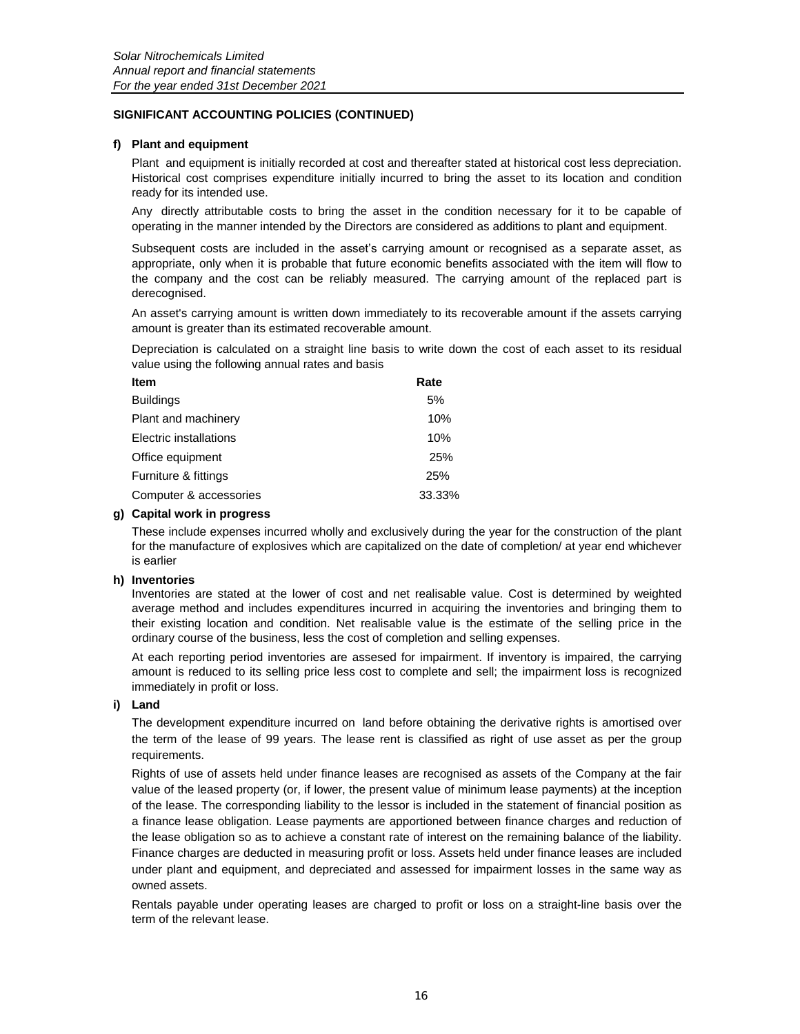## SIGNIFICANT ACCOUNTING POLICIES (CONTINUED)

### f) Plant and equipment

Plant and equipment is initially recorded at cost and thereafter stated at historical cost less depreciation. Historical cost comprises expenditure initially incurred to bring the asset to its location and condition ready for its intended use.

Any directly attributable costs to bring the asset in the condition necessary for it to be capable of operating in the manner intended by the Directors are considered as additions to plant and equipment.

Subsequent costs are included in the asset's carrying amount or recognised as a separate asset, as appropriate, only when it is probable that future economic benefits associated with the item will flow to the company and the cost can be reliably measured. The carrying amount of the replaced part is derecognised.

An asset's carrying amount is written down immediately to its recoverable amount if the assets carrying amount is greater than its estimated recoverable amount.

Depreciation is calculated on a straight line basis to write down the cost of each asset to its residual value using the following annual rates and basis

| Item | Rate |
|---|---|
| Buildings | 5% |
| Plant and machinery | 10% |
| Electric installations | 10% |
| Office equipment | 25% |
| Furniture & fittings | 25% |
| Computer & accessories | 33.33% |

### g) Capital work in progress

These include expenses incurred wholly and exclusively during the year for the construction of the plant for the manufacture of explosives which are capitalized on the date of completion/ at year end whichever is earlier

### h) Inventories

Inventories are stated at the lower of cost and net realisable value. Cost is determined by weighted average method and includes expenditures incurred in acquiring the inventories and bringing them to their existing location and condition. Net realisable value is the estimate of the selling price in the ordinary course of the business, less the cost of completion and selling expenses.

At each reporting period inventories are assesed for impairment. If inventory is impaired, the carrying amount is reduced to its selling price less cost to complete and sell; the impairment loss is recognized immediately in profit or loss.

### i) Land

The development expenditure incurred on land before obtaining the derivative rights is amortised over the term of the lease of 99 years. The lease rent is classified as right of use asset as per the group requirements.

Rights of use of assets held under finance leases are recognised as assets of the Company at the fair value of the leased property (or, if lower, the present value of minimum lease payments) at the inception of the lease. The corresponding liability to the lessor is included in the statement of financial position as a finance lease obligation. Lease payments are apportioned between finance charges and reduction of the lease obligation so as to achieve a constant rate of interest on the remaining balance of the liability. Finance charges are deducted in measuring profit or loss. Assets held under finance leases are included under plant and equipment, and depreciated and assessed for impairment losses in the same way as owned assets.

Rentals payable under operating leases are charged to profit or loss on a straight-line basis over the term of the relevant lease.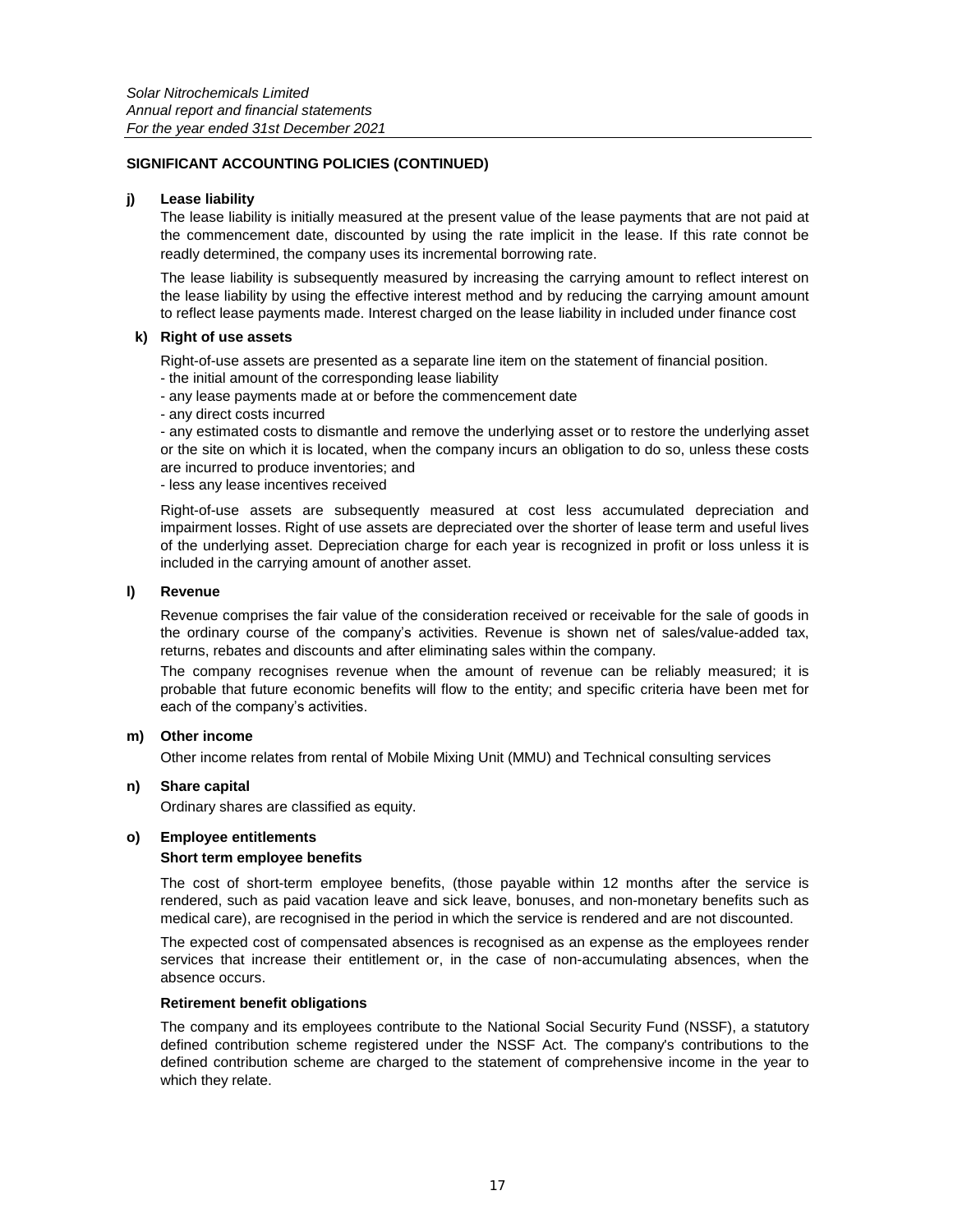## SIGNIFICANT ACCOUNTING POLICIES (CONTINUED)

### j) Lease liability

The lease liability is initially measured at the present value of the lease payments that are not paid at the commencement date, discounted by using the rate implicit in the lease. If this rate connot be readly determined, the company uses its incremental borrowing rate.

The lease liability is subsequently measured by increasing the carrying amount to reflect interest on the lease liability by using the effective interest method and by reducing the carrying amount amount to reflect lease payments made. Interest charged on the lease liability in included under finance cost

### k) Right of use assets

Right-of-use assets are presented as a separate line item on the statement of financial position.

- the initial amount of the corresponding lease liability
- any lease payments made at or before the commencement date
- any direct costs incurred
- any estimated costs to dismantle and remove the underlying asset or to restore the underlying asset or the site on which it is located, when the company incurs an obligation to do so, unless these costs are incurred to produce inventories; and
- less any lease incentives received

Right-of-use assets are subsequently measured at cost less accumulated depreciation and impairment losses. Right of use assets are depreciated over the shorter of lease term and useful lives of the underlying asset. Depreciation charge for each year is recognized in profit or loss unless it is included in the carrying amount of another asset.

### l) Revenue

Revenue comprises the fair value of the consideration received or receivable for the sale of goods in the ordinary course of the company's activities. Revenue is shown net of sales/value-added tax, returns, rebates and discounts and after eliminating sales within the company.

The company recognises revenue when the amount of revenue can be reliably measured; it is probable that future economic benefits will flow to the entity; and specific criteria have been met for each of the company's activities.

### m) Other income

Other income relates from rental of Mobile Mixing Unit (MMU) and Technical consulting services

### n) Share capital

Ordinary shares are classified as equity.

### o) Employee entitlements

**Short term employee benefits**

The cost of short-term employee benefits, (those payable within 12 months after the service is rendered, such as paid vacation leave and sick leave, bonuses, and non-monetary benefits such as medical care), are recognised in the period in which the service is rendered and are not discounted.

The expected cost of compensated absences is recognised as an expense as the employees render services that increase their entitlement or, in the case of non-accumulating absences, when the absence occurs.

**Retirement benefit obligations**

The company and its employees contribute to the National Social Security Fund (NSSF), a statutory defined contribution scheme registered under the NSSF Act. The company's contributions to the defined contribution scheme are charged to the statement of comprehensive income in the year to which they relate.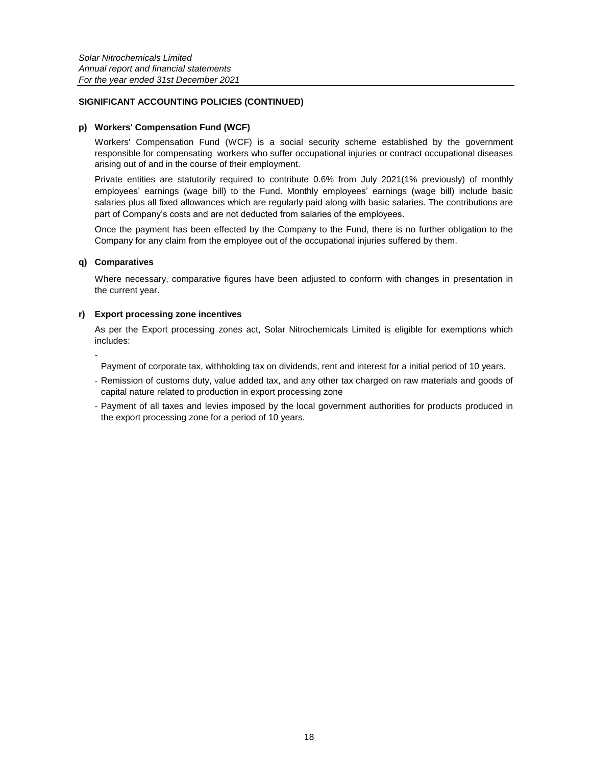## SIGNIFICANT ACCOUNTING POLICIES (CONTINUED)

### p) Workers' Compensation Fund (WCF)

Workers' Compensation Fund (WCF) is a social security scheme established by the government responsible for compensating workers who suffer occupational injuries or contract occupational diseases arising out of and in the course of their employment.

Private entities are statutorily required to contribute 0.6% from July 2021(1% previously) of monthly employees' earnings (wage bill) to the Fund. Monthly employees' earnings (wage bill) include basic salaries plus all fixed allowances which are regularly paid along with basic salaries. The contributions are part of Company's costs and are not deducted from salaries of the employees.

Once the payment has been effected by the Company to the Fund, there is no further obligation to the Company for any claim from the employee out of the occupational injuries suffered by them.

### q) Comparatives

Where necessary, comparative figures have been adjusted to conform with changes in presentation in the current year.

### r) Export processing zone incentives

As per the Export processing zones act, Solar Nitrochemicals Limited is eligible for exemptions which includes:

- Payment of corporate tax, withholding tax on dividends, rent and interest for a initial period of 10 years.
- Remission of customs duty, value added tax, and any other tax charged on raw materials and goods of capital nature related to production in export processing zone
- Payment of all taxes and levies imposed by the local government authorities for products produced in the export processing zone for a period of 10 years.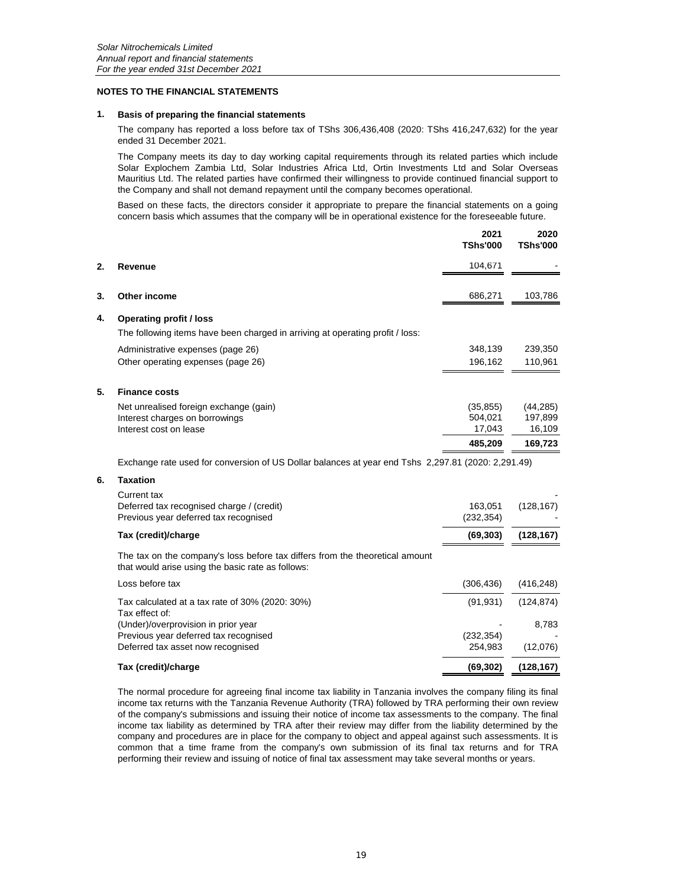*Solar Nitrochemicals Limited*
*Annual report and financial statements*
*For the year ended 31st December 2021*

## NOTES TO THE FINANCIAL STATEMENTS

### 1. Basis of preparing the financial statements

The company has reported a loss before tax of TShs 306,436,408 (2020: TShs 416,247,632) for the year ended 31 December 2021.

The Company meets its day to day working capital requirements through its related parties which include Solar Explochem Zambia Ltd, Solar Industries Africa Ltd, Ortin Investments Ltd and Solar Overseas Mauritius Ltd. The related parties have confirmed their willingness to provide continued financial support to the Company and shall not demand repayment until the company becomes operational.

Based on these facts, the directors consider it appropriate to prepare the financial statements on a going concern basis which assumes that the company will be in operational existence for the foreseeable future.

| | | 2021 TShs'000 | 2020 TShs'000 |
|---|---|---|---|
| **2.** | **Revenue** | 104,671 | - |
| **3.** | **Other income** | 686,271 | 103,786 |
| **4.** | **Operating profit / loss** | | |
| | The following items have been charged in arriving at operating profit / loss: | | |
| | Administrative expenses (page 26) | 348,139 | 239,350 |
| | Other operating expenses (page 26) | 196,162 | 110,961 |
| **5.** | **Finance costs** | | |
| | Net unrealised foreign exchange (gain) | (35,855) | (44,285) |
| | Interest charges on borrowings | 504,021 | 197,899 |
| | Interest cost on lease | 17,043 | 16,109 |
| | | **485,209** | **169,723** |

Exchange rate used for conversion of US Dollar balances at year end Tshs 2,297.81 (2020: 2,291.49)

### 6. Taxation

| | 2021 TShs'000 | 2020 TShs'000 |
|---|---|---|
| Current tax | | - |
| Deferred tax recognised charge / (credit) | 163,051 | (128,167) |
| Previous year deferred tax recognised | (232,354) | - |
| **Tax (credit)/charge** | **(69,303)** | **(128,167)** |
| The tax on the company's loss before tax differs from the theoretical amount that would arise using the basic rate as follows: | | |
| Loss before tax | (306,436) | (416,248) |
| Tax calculated at a tax rate of 30% (2020: 30%) | (91,931) | (124,874) |
| Tax effect of: | | |
| (Under)/overprovision in prior year | - | 8,783 |
| Previous year deferred tax recognised | (232,354) | - |
| Deferred tax asset now recognised | 254,983 | (12,076) |
| **Tax (credit)/charge** | **(69,302)** | **(128,167)** |

The normal procedure for agreeing final income tax liability in Tanzania involves the company filing its final income tax returns with the Tanzania Revenue Authority (TRA) followed by TRA performing their own review of the company's submissions and issuing their notice of income tax assessments to the company. The final income tax liability as determined by TRA after their review may differ from the liability determined by the company and procedures are in place for the company to object and appeal against such assessments. It is common that a time frame from the company's own submission of its final tax returns and for TRA performing their review and issuing of notice of final tax assessment may take several months or years.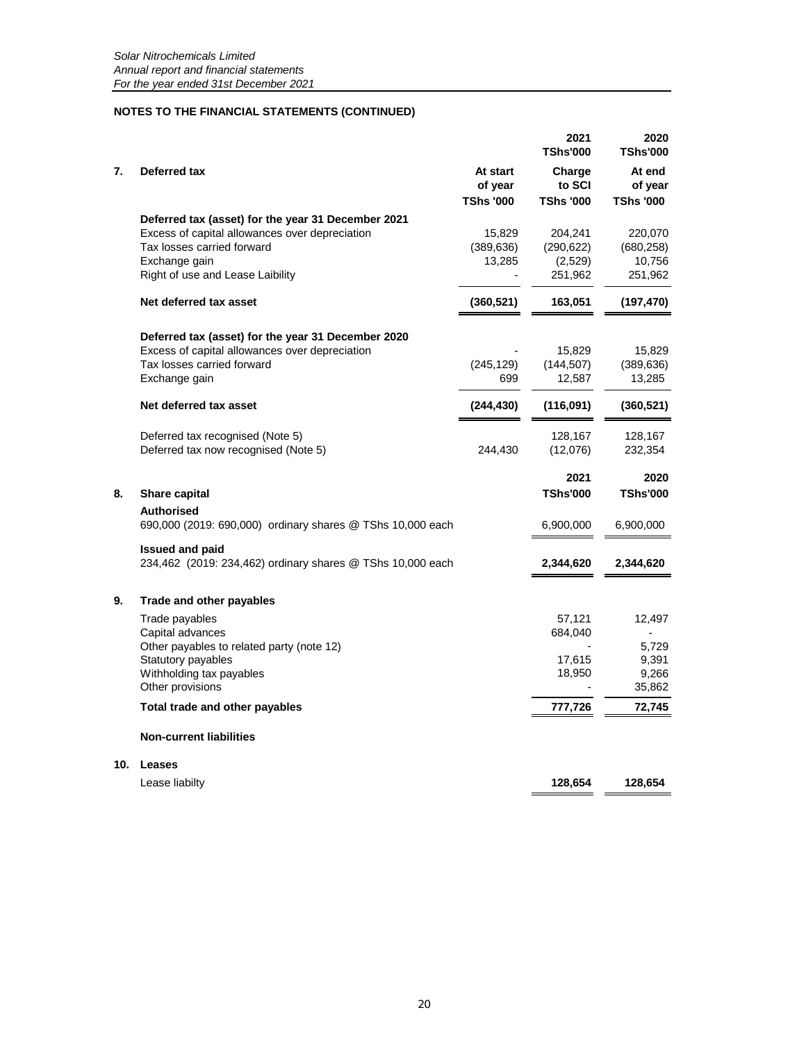## NOTES TO THE FINANCIAL STATEMENTS (CONTINUED)

| | | 2021<br>TShs'000 | 2020<br>TShs'000 |
|---|---|---|---|
| **7. Deferred tax** | **At start of year<br>TShs '000** | **Charge to SCI<br>TShs '000** | **At end of year<br>TShs '000** |
| **Deferred tax (asset) for the year 31 December 2021** | | | |
| Excess of capital allowances over depreciation | 15,829 | 204,241 | 220,070 |
| Tax losses carried forward | (389,636) | (290,622) | (680,258) |
| Exchange gain | 13,285 | (2,529) | 10,756 |
| Right of use and Lease Laibility | - | 251,962 | 251,962 |
| **Net deferred tax asset** | **(360,521)** | **163,051** | **(197,470)** |
| **Deferred tax (asset) for the year 31 December 2020** | | | |
| Excess of capital allowances over depreciation | - | 15,829 | 15,829 |
| Tax losses carried forward | (245,129) | (144,507) | (389,636) |
| Exchange gain | 699 | 12,587 | 13,285 |
| **Net deferred tax asset** | **(244,430)** | **(116,091)** | **(360,521)** |
| Deferred tax recognised (Note 5) | | 128,167 | 128,167 |
| Deferred tax now recognised (Note 5) | 244,430 | (12,076) | 232,354 |

| | 2021 | 2020 |
|---|---|---|
| **8. Share capital** | **TShs'000** | **TShs'000** |
| **Authorised** | | |
| 690,000 (2019: 690,000) ordinary shares @ TShs 10,000 each | 6,900,000 | 6,900,000 |
| **Issued and paid** | | |
| 234,462 (2019: 234,462) ordinary shares @ TShs 10,000 each | **2,344,620** | **2,344,620** |

| **9. Trade and other payables** | | |
|---|---|---|
| Trade payables | 57,121 | 12,497 |
| Capital advances | 684,040 | - |
| Other payables to related party (note 12) | - | 5,729 |
| Statutory payables | 17,615 | 9,391 |
| Withholding tax payables | 18,950 | 9,266 |
| Other provisions | - | 35,862 |
| **Total trade and other payables** | **777,726** | **72,745** |

**Non-current liabilities**

| **10. Leases** | | |
|---|---|---|
| Lease liabilty | **128,654** | **128,654** |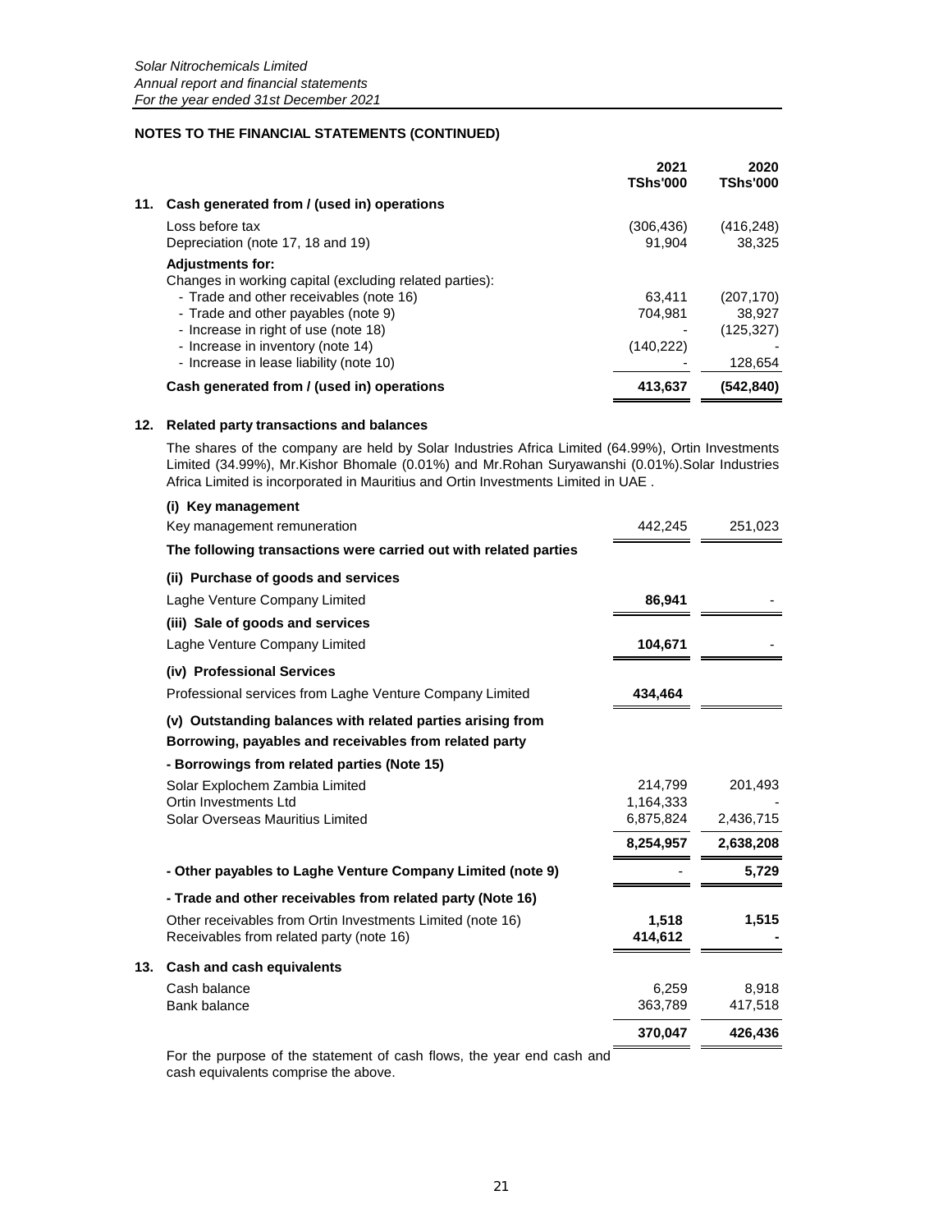## NOTES TO THE FINANCIAL STATEMENTS (CONTINUED)

| | 2021 TShs'000 | 2020 TShs'000 |
|---|---|---|
| **11. Cash generated from / (used in) operations** | | |
| Loss before tax | (306,436) | (416,248) |
| Depreciation (note 17, 18 and 19) | 91,904 | 38,325 |
| **Adjustments for:** | | |
| Changes in working capital (excluding related parties): | | |
| - Trade and other receivables (note 16) | 63,411 | (207,170) |
| - Trade and other payables (note 9) | 704,981 | 38,927 |
| - Increase in right of use (note 18) | - | (125,327) |
| - Increase in inventory (note 14) | (140,222) | - |
| - Increase in lease liability (note 10) | - | 128,654 |
| **Cash generated from / (used in) operations** | **413,637** | **(542,840)** |

### 12. Related party transactions and balances

The shares of the company are held by Solar Industries Africa Limited (64.99%), Ortin Investments Limited (34.99%), Mr.Kishor Bhomale (0.01%) and Mr.Rohan Suryawanshi (0.01%).Solar Industries Africa Limited is incorporated in Mauritius and Ortin Investments Limited in UAE .

| | 2021 TShs'000 | 2020 TShs'000 |
|---|---|---|
| **(i) Key management** | | |
| Key management remuneration | 442,245 | 251,023 |
| **The following transactions were carried out with related parties** | | |
| **(ii) Purchase of goods and services** | | |
| Laghe Venture Company Limited | **86,941** | - |
| **(iii) Sale of goods and services** | | |
| Laghe Venture Company Limited | **104,671** | - |
| **(iv) Professional Services** | | |
| Professional services from Laghe Venture Company Limited | **434,464** | |
| **(v) Outstanding balances with related parties arising from Borrowing, payables and receivables from related party** | | |
| **- Borrowings from related parties (Note 15)** | | |
| Solar Explochem Zambia Limited | 214,799 | 201,493 |
| Ortin Investments Ltd | 1,164,333 | - |
| Solar Overseas Mauritius Limited | 6,875,824 | 2,436,715 |
| | **8,254,957** | **2,638,208** |
| **- Other payables to Laghe Venture Company Limited (note 9)** | - | **5,729** |
| **- Trade and other receivables from related party (Note 16)** | | |
| Other receivables from Ortin Investments Limited (note 16) | **1,518** | **1,515** |
| Receivables from related party (note 16) | **414,612** | **-** |

### 13. Cash and cash equivalents

| | 2021 TShs'000 | 2020 TShs'000 |
|---|---|---|
| Cash balance | 6,259 | 8,918 |
| Bank balance | 363,789 | 417,518 |
| | **370,047** | **426,436** |

For the purpose of the statement of cash flows, the year end cash and cash equivalents comprise the above.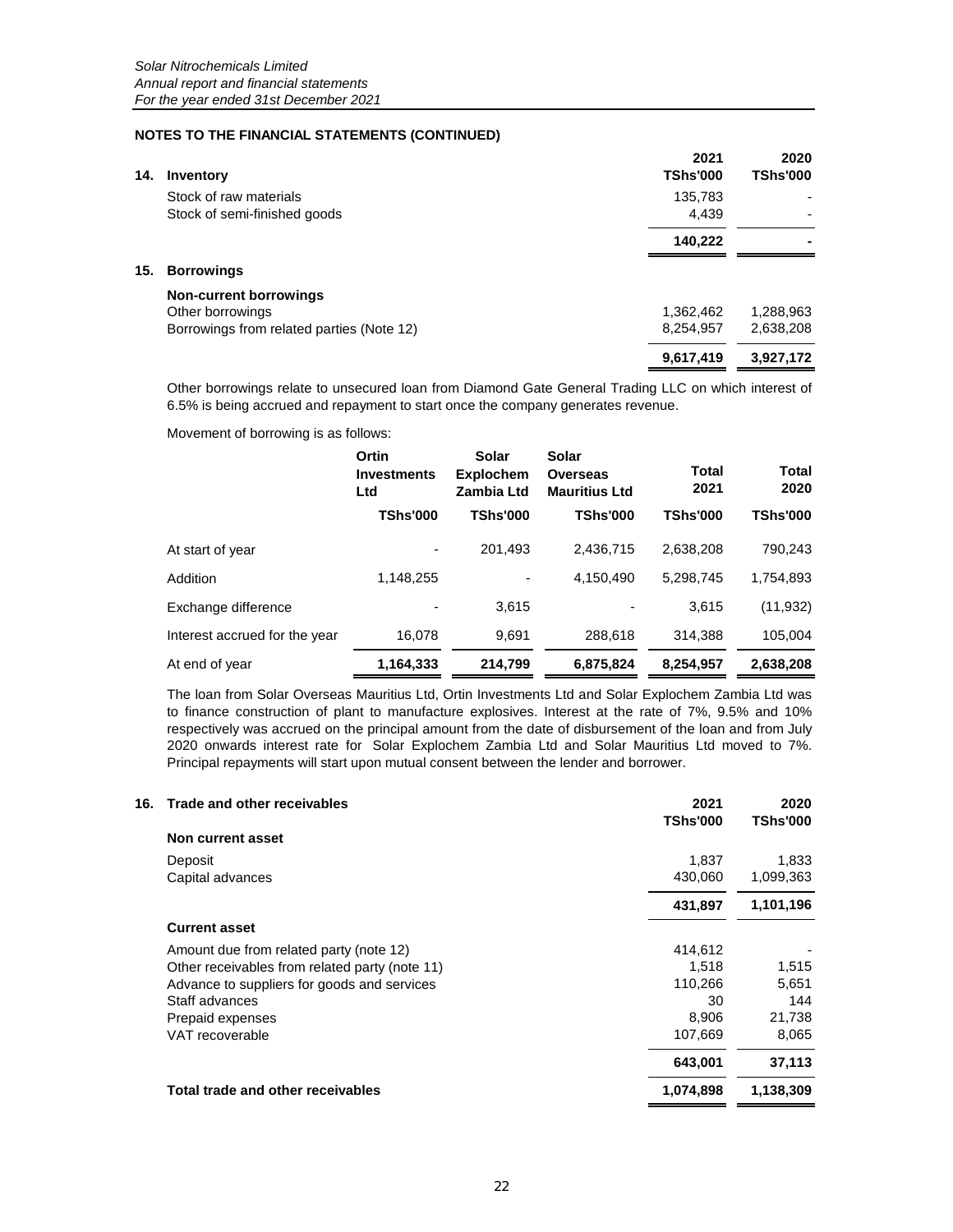## NOTES TO THE FINANCIAL STATEMENTS (CONTINUED)

### 14. Inventory

| | 2021 TShs'000 | 2020 TShs'000 |
|---|---|---|
| Stock of raw materials | 135,783 | - |
| Stock of semi-finished goods | 4,439 | - |
| | **140,222** | **-** |

### 15. Borrowings

| | 2021 TShs'000 | 2020 TShs'000 |
|---|---|---|
| **Non-current borrowings** | | |
| Other borrowings | 1,362,462 | 1,288,963 |
| Borrowings from related parties (Note 12) | 8,254,957 | 2,638,208 |
| | **9,617,419** | **3,927,172** |

Other borrowings relate to unsecured loan from Diamond Gate General Trading LLC on which interest of 6.5% is being accrued and repayment to start once the company generates revenue.

Movement of borrowing is as follows:

| | Ortin Investments Ltd | Solar Explochem Zambia Ltd | Solar Overseas Mauritius Ltd | Total 2021 | Total 2020 |
|---|---|---|---|---|---|
| | TShs'000 | TShs'000 | TShs'000 | TShs'000 | TShs'000 |
| At start of year | - | 201,493 | 2,436,715 | 2,638,208 | 790,243 |
| Addition | 1,148,255 | - | 4,150,490 | 5,298,745 | 1,754,893 |
| Exchange difference | - | 3,615 | - | 3,615 | (11,932) |
| Interest accrued for the year | 16,078 | 9,691 | 288,618 | 314,388 | 105,004 |
| At end of year | **1,164,333** | **214,799** | **6,875,824** | **8,254,957** | **2,638,208** |

The loan from Solar Overseas Mauritius Ltd, Ortin Investments Ltd and Solar Explochem Zambia Ltd was to finance construction of plant to manufacture explosives. Interest at the rate of 7%, 9.5% and 10% respectively was accrued on the principal amount from the date of disbursement of the loan and from July 2020 onwards interest rate for Solar Explochem Zambia Ltd and Solar Mauritius Ltd moved to 7%. Principal repayments will start upon mutual consent between the lender and borrower.

### 16. Trade and other receivables

| | 2021 TShs'000 | 2020 TShs'000 |
|---|---|---|
| **Non current asset** | | |
| Deposit | 1,837 | 1,833 |
| Capital advances | 430,060 | 1,099,363 |
| | **431,897** | **1,101,196** |
| **Current asset** | | |
| Amount due from related party (note 12) | 414,612 | - |
| Other receivables from related party (note 11) | 1,518 | 1,515 |
| Advance to suppliers for goods and services | 110,266 | 5,651 |
| Staff advances | 30 | 144 |
| Prepaid expenses | 8,906 | 21,738 |
| VAT recoverable | 107,669 | 8,065 |
| | **643,001** | **37,113** |
| **Total trade and other receivables** | **1,074,898** | **1,138,309** |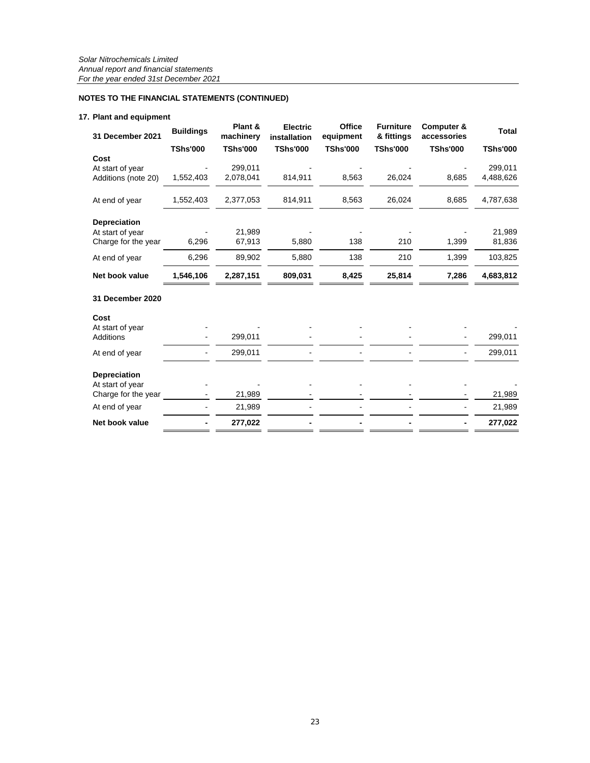## NOTES TO THE FINANCIAL STATEMENTS (CONTINUED)

### 17. Plant and equipment

| 31 December 2021 | Buildings | Plant & machinery | Electric installation | Office equipment | Furniture & fittings | Computer & accessories | Total |
|---|---|---|---|---|---|---|---|
| | TShs'000 | TShs'000 | TShs'000 | TShs'000 | TShs'000 | TShs'000 | TShs'000 |
| **Cost** | | | | | | | |
| At start of year | - | 299,011 | - | - | - | - | 299,011 |
| Additions (note 20) | 1,552,403 | 2,078,041 | 814,911 | 8,563 | 26,024 | 8,685 | 4,488,626 |
| At end of year | 1,552,403 | 2,377,053 | 814,911 | 8,563 | 26,024 | 8,685 | 4,787,638 |
| **Depreciation** | | | | | | | |
| At start of year | - | 21,989 | - | - | - | - | 21,989 |
| Charge for the year | 6,296 | 67,913 | 5,880 | 138 | 210 | 1,399 | 81,836 |
| At end of year | 6,296 | 89,902 | 5,880 | 138 | 210 | 1,399 | 103,825 |
| **Net book value** | **1,546,106** | **2,287,151** | **809,031** | **8,425** | **25,814** | **7,286** | **4,683,812** |
| **31 December 2020** | | | | | | | |
| **Cost** | | | | | | | |
| At start of year | - | - | - | - | - | - | - |
| Additions | - | 299,011 | - | - | - | - | 299,011 |
| At end of year | - | 299,011 | - | - | - | - | 299,011 |
| **Depreciation** | | | | | | | |
| At start of year | - | - | - | - | - | - | - |
| Charge for the year | - | 21,989 | - | - | - | - | 21,989 |
| At end of year | - | 21,989 | - | - | - | - | 21,989 |
| **Net book value** | **-** | **277,022** | **-** | **-** | **-** | **-** | **277,022** |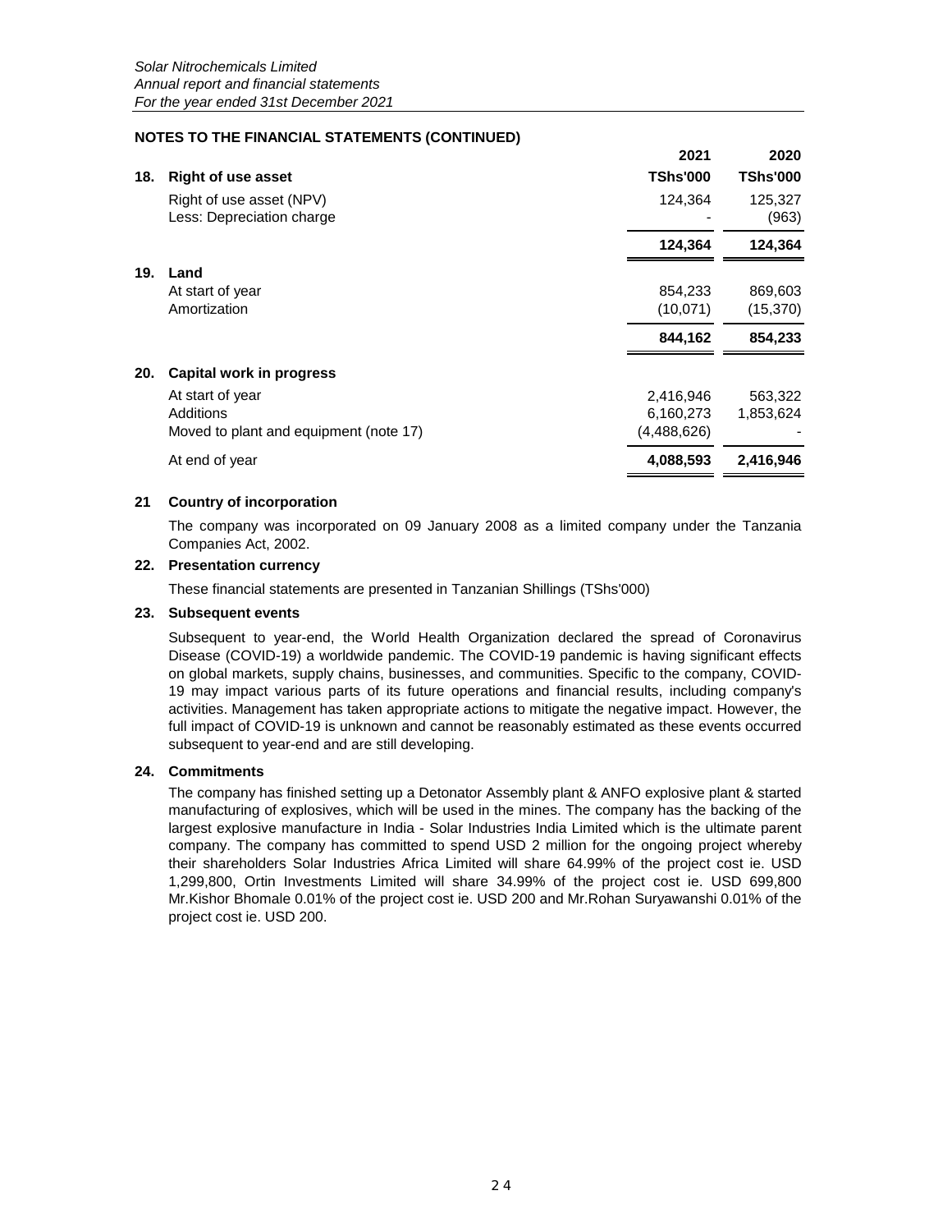## NOTES TO THE FINANCIAL STATEMENTS (CONTINUED)

| | | 2021 | 2020 |
|---|---|---|---|
| **18.** | **Right of use asset** | **TShs'000** | **TShs'000** |
| | Right of use asset (NPV) | 124,364 | 125,327 |
| | Less: Depreciation charge | - | (963) |
| | | **124,364** | **124,364** |
| **19.** | **Land** | | |
| | At start of year | 854,233 | 869,603 |
| | Amortization | (10,071) | (15,370) |
| | | **844,162** | **854,233** |
| **20.** | **Capital work in progress** | | |
| | At start of year | 2,416,946 | 563,322 |
| | Additions | 6,160,273 | 1,853,624 |
| | Moved to plant and equipment (note 17) | (4,488,626) | - |
| | At end of year | **4,088,593** | **2,416,946** |

### 21 Country of incorporation

The company was incorporated on 09 January 2008 as a limited company under the Tanzania Companies Act, 2002.

### 22. Presentation currency

These financial statements are presented in Tanzanian Shillings (TShs'000)

### 23. Subsequent events

Subsequent to year-end, the World Health Organization declared the spread of Coronavirus Disease (COVID-19) a worldwide pandemic. The COVID-19 pandemic is having significant effects on global markets, supply chains, businesses, and communities. Specific to the company, COVID-19 may impact various parts of its future operations and financial results, including company's activities. Management has taken appropriate actions to mitigate the negative impact. However, the full impact of COVID-19 is unknown and cannot be reasonably estimated as these events occurred subsequent to year-end and are still developing.

### 24. Commitments

The company has finished setting up a Detonator Assembly plant & ANFO explosive plant & started manufacturing of explosives, which will be used in the mines. The company has the backing of the largest explosive manufacture in India - Solar Industries India Limited which is the ultimate parent company. The company has committed to spend USD 2 million for the ongoing project whereby their shareholders Solar Industries Africa Limited will share 64.99% of the project cost ie. USD 1,299,800, Ortin Investments Limited will share 34.99% of the project cost ie. USD 699,800 Mr.Kishor Bhomale 0.01% of the project cost ie. USD 200 and Mr.Rohan Suryawanshi 0.01% of the project cost ie. USD 200.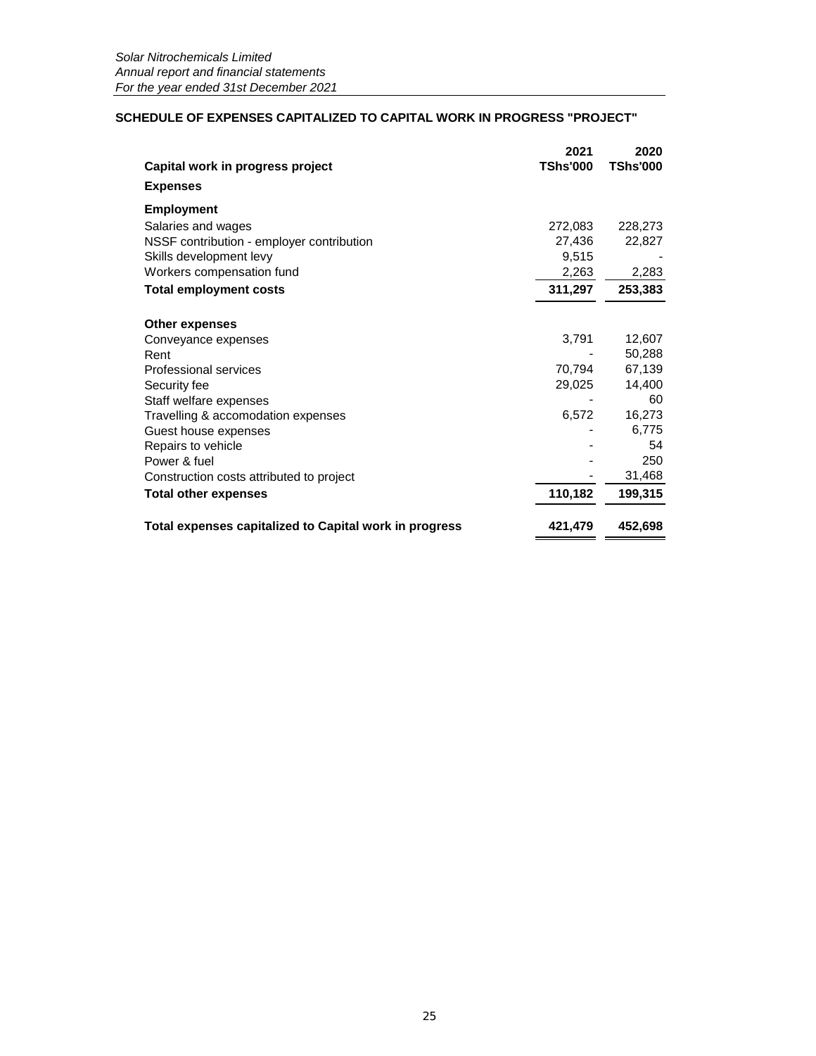## SCHEDULE OF EXPENSES CAPITALIZED TO CAPITAL WORK IN PROGRESS "PROJECT"

| Capital work in progress project | 2021 TShs'000 | 2020 TShs'000 |
|---|---|---|
| **Expenses** | | |
| **Employment** | | |
| Salaries and wages | 272,083 | 228,273 |
| NSSF contribution - employer contribution | 27,436 | 22,827 |
| Skills development levy | 9,515 | - |
| Workers compensation fund | 2,263 | 2,283 |
| **Total employment costs** | **311,297** | **253,383** |
| | | |
| **Other expenses** | | |
| Conveyance expenses | 3,791 | 12,607 |
| Rent | - | 50,288 |
| Professional services | 70,794 | 67,139 |
| Security fee | 29,025 | 14,400 |
| Staff welfare expenses | - | 60 |
| Travelling & accomodation expenses | 6,572 | 16,273 |
| Guest house expenses | - | 6,775 |
| Repairs to vehicle | - | 54 |
| Power & fuel | - | 250 |
| Construction costs attributed to project | - | 31,468 |
| **Total other expenses** | **110,182** | **199,315** |
| | | |
| **Total expenses capitalized to Capital work in progress** | **421,479** | **452,698** |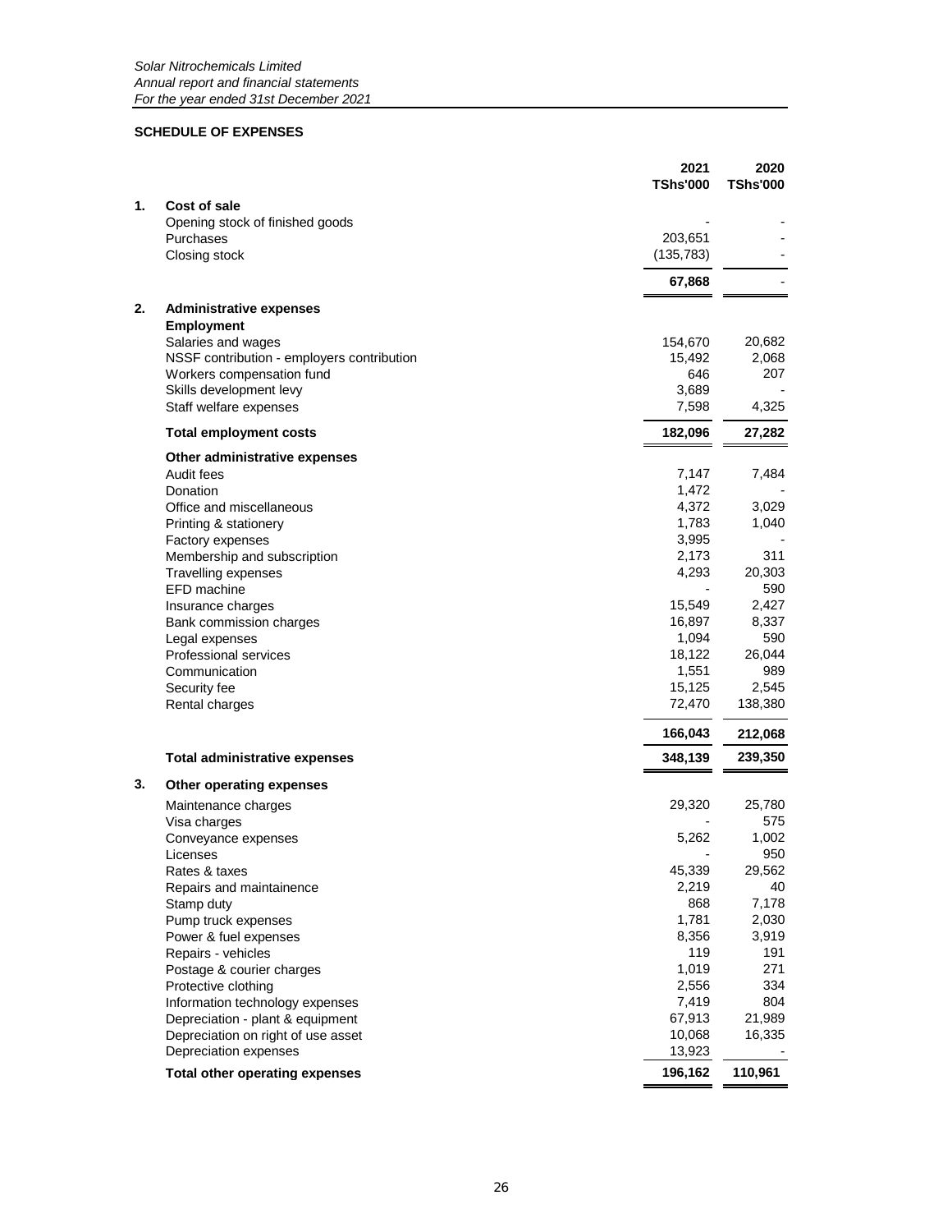*Solar Nitrochemicals Limited*
*Annual report and financial statements*
*For the year ended 31st December 2021*

## SCHEDULE OF EXPENSES

| | | 2021 TShs'000 | 2020 TShs'000 |
|---|---|---|---|
| **1.** | **Cost of sale** | | |
| | Opening stock of finished goods | - | - |
| | Purchases | 203,651 | - |
| | Closing stock | (135,783) | - |
| | | **67,868** | - |
| **2.** | **Administrative expenses** | | |
| | **Employment** | | |
| | Salaries and wages | 154,670 | 20,682 |
| | NSSF contribution - employers contribution | 15,492 | 2,068 |
| | Workers compensation fund | 646 | 207 |
| | Skills development levy | 3,689 | - |
| | Staff welfare expenses | 7,598 | 4,325 |
| | **Total employment costs** | **182,096** | **27,282** |
| | **Other administrative expenses** | | |
| | Audit fees | 7,147 | 7,484 |
| | Donation | 1,472 | - |
| | Office and miscellaneous | 4,372 | 3,029 |
| | Printing & stationery | 1,783 | 1,040 |
| | Factory expenses | 3,995 | - |
| | Membership and subscription | 2,173 | 311 |
| | Travelling expenses | 4,293 | 20,303 |
| | EFD machine | - | 590 |
| | Insurance charges | 15,549 | 2,427 |
| | Bank commission charges | 16,897 | 8,337 |
| | Legal expenses | 1,094 | 590 |
| | Professional services | 18,122 | 26,044 |
| | Communication | 1,551 | 989 |
| | Security fee | 15,125 | 2,545 |
| | Rental charges | 72,470 | 138,380 |
| | | **166,043** | **212,068** |
| | **Total administrative expenses** | **348,139** | **239,350** |
| **3.** | **Other operating expenses** | | |
| | Maintenance charges | 29,320 | 25,780 |
| | Visa charges | - | 575 |
| | Conveyance expenses | 5,262 | 1,002 |
| | Licenses | - | 950 |
| | Rates & taxes | 45,339 | 29,562 |
| | Repairs and maintainence | 2,219 | 40 |
| | Stamp duty | 868 | 7,178 |
| | Pump truck expenses | 1,781 | 2,030 |
| | Power & fuel expenses | 8,356 | 3,919 |
| | Repairs - vehicles | 119 | 191 |
| | Postage & courier charges | 1,019 | 271 |
| | Protective clothing | 2,556 | 334 |
| | Information technology expenses | 7,419 | 804 |
| | Depreciation - plant & equipment | 67,913 | 21,989 |
| | Depreciation on right of use asset | 10,068 | 16,335 |
| | Depreciation expenses | 13,923 | - |
| | **Total other operating expenses** | **196,162** | **110,961** |